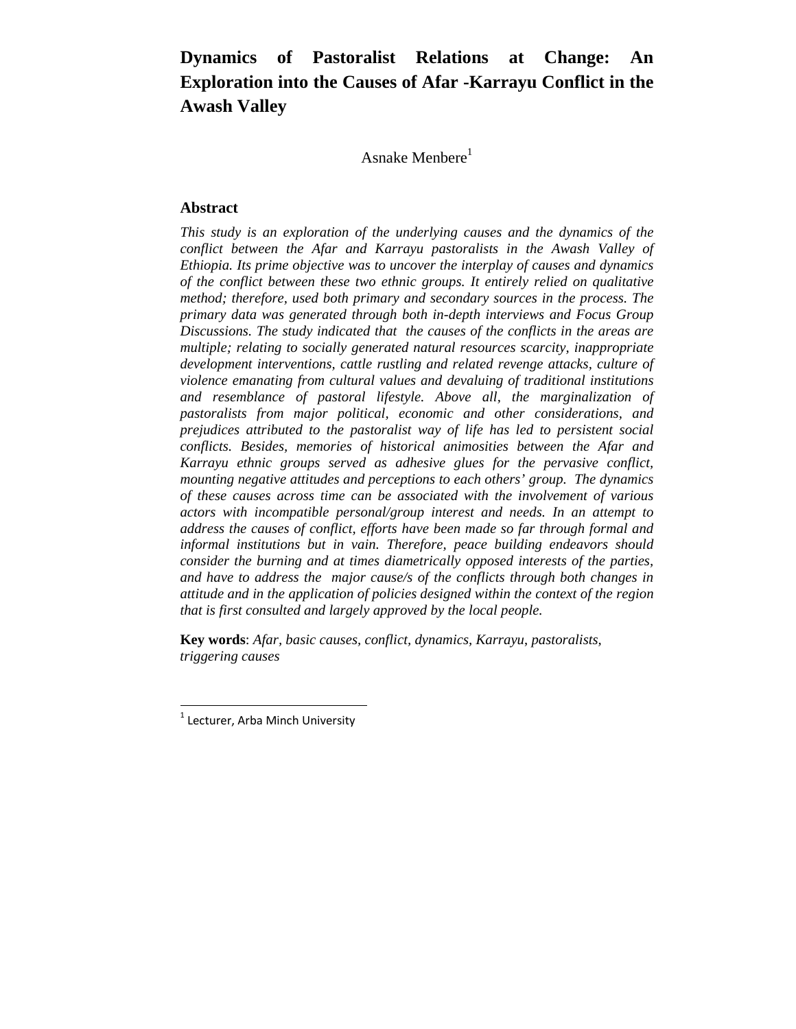# Dynamics of Pastoralist Relations at Change: An Exploration into the Causes of Afar -Karrayu Conflict in the Awash Valley

Asnake Menbere[1]

## Abstract

*This study is an exploration of the underlying causes and the dynamics of the conflict between the Afar and Karrayu pastoralists in the Awash Valley of Ethiopia. Its prime objective was to uncover the interplay of causes and dynamics of the conflict between these two ethnic groups. It entirely relied on qualitative method; therefore, used both primary and secondary sources in the process. The primary data was generated through both in-depth interviews and Focus Group Discussions. The study indicated that the causes of the conflicts in the areas are multiple; relating to socially generated natural resources scarcity, inappropriate development interventions, cattle rustling and related revenge attacks, culture of violence emanating from cultural values and devaluing of traditional institutions and resemblance of pastoral lifestyle. Above all, the marginalization of pastoralists from major political, economic and other considerations, and prejudices attributed to the pastoralist way of life has led to persistent social conflicts. Besides, memories of historical animosities between the Afar and Karrayu ethnic groups served as adhesive glues for the pervasive conflict, mounting negative attitudes and perceptions to each others' group. The dynamics of these causes across time can be associated with the involvement of various actors with incompatible personal/group interest and needs. In an attempt to address the causes of conflict, efforts have been made so far through formal and informal institutions but in vain. Therefore, peace building endeavors should consider the burning and at times diametrically opposed interests of the parties, and have to address the major cause/s of the conflicts through both changes in attitude and in the application of policies designed within the context of the region that is first consulted and largely approved by the local people.*

**Key words**: *Afar, basic causes, conflict, dynamics, Karrayu, pastoralists, triggering causes*

[1] Lecturer, Arba Minch University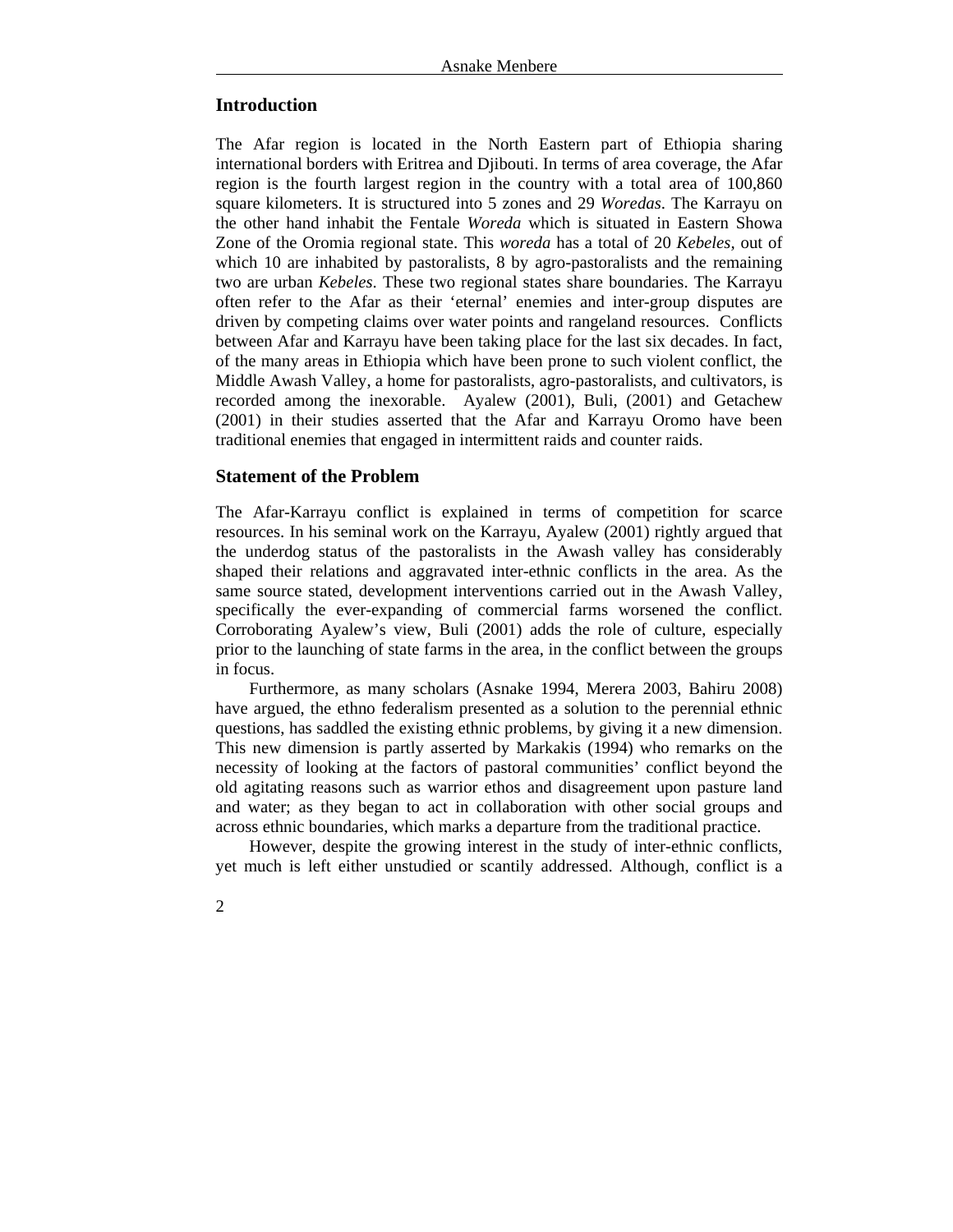## Introduction

The Afar region is located in the North Eastern part of Ethiopia sharing international borders with Eritrea and Djibouti. In terms of area coverage, the Afar region is the fourth largest region in the country with a total area of 100,860 square kilometers. It is structured into 5 zones and 29 *Woredas*. The Karrayu on the other hand inhabit the Fentale *Woreda* which is situated in Eastern Showa Zone of the Oromia regional state. This *woreda* has a total of 20 *Kebeles*, out of which 10 are inhabited by pastoralists, 8 by agro-pastoralists and the remaining two are urban *Kebeles*. These two regional states share boundaries. The Karrayu often refer to the Afar as their 'eternal' enemies and inter-group disputes are driven by competing claims over water points and rangeland resources. Conflicts between Afar and Karrayu have been taking place for the last six decades. In fact, of the many areas in Ethiopia which have been prone to such violent conflict, the Middle Awash Valley, a home for pastoralists, agro-pastoralists, and cultivators, is recorded among the inexorable. Ayalew (2001), Buli, (2001) and Getachew (2001) in their studies asserted that the Afar and Karrayu Oromo have been traditional enemies that engaged in intermittent raids and counter raids.

## Statement of the Problem

The Afar-Karrayu conflict is explained in terms of competition for scarce resources. In his seminal work on the Karrayu, Ayalew (2001) rightly argued that the underdog status of the pastoralists in the Awash valley has considerably shaped their relations and aggravated inter-ethnic conflicts in the area. As the same source stated, development interventions carried out in the Awash Valley, specifically the ever-expanding of commercial farms worsened the conflict. Corroborating Ayalew's view, Buli (2001) adds the role of culture, especially prior to the launching of state farms in the area, in the conflict between the groups in focus.

Furthermore, as many scholars (Asnake 1994, Merera 2003, Bahiru 2008) have argued, the ethno federalism presented as a solution to the perennial ethnic questions, has saddled the existing ethnic problems, by giving it a new dimension. This new dimension is partly asserted by Markakis (1994) who remarks on the necessity of looking at the factors of pastoral communities' conflict beyond the old agitating reasons such as warrior ethos and disagreement upon pasture land and water; as they began to act in collaboration with other social groups and across ethnic boundaries, which marks a departure from the traditional practice.

However, despite the growing interest in the study of inter-ethnic conflicts, yet much is left either unstudied or scantily addressed. Although, conflict is a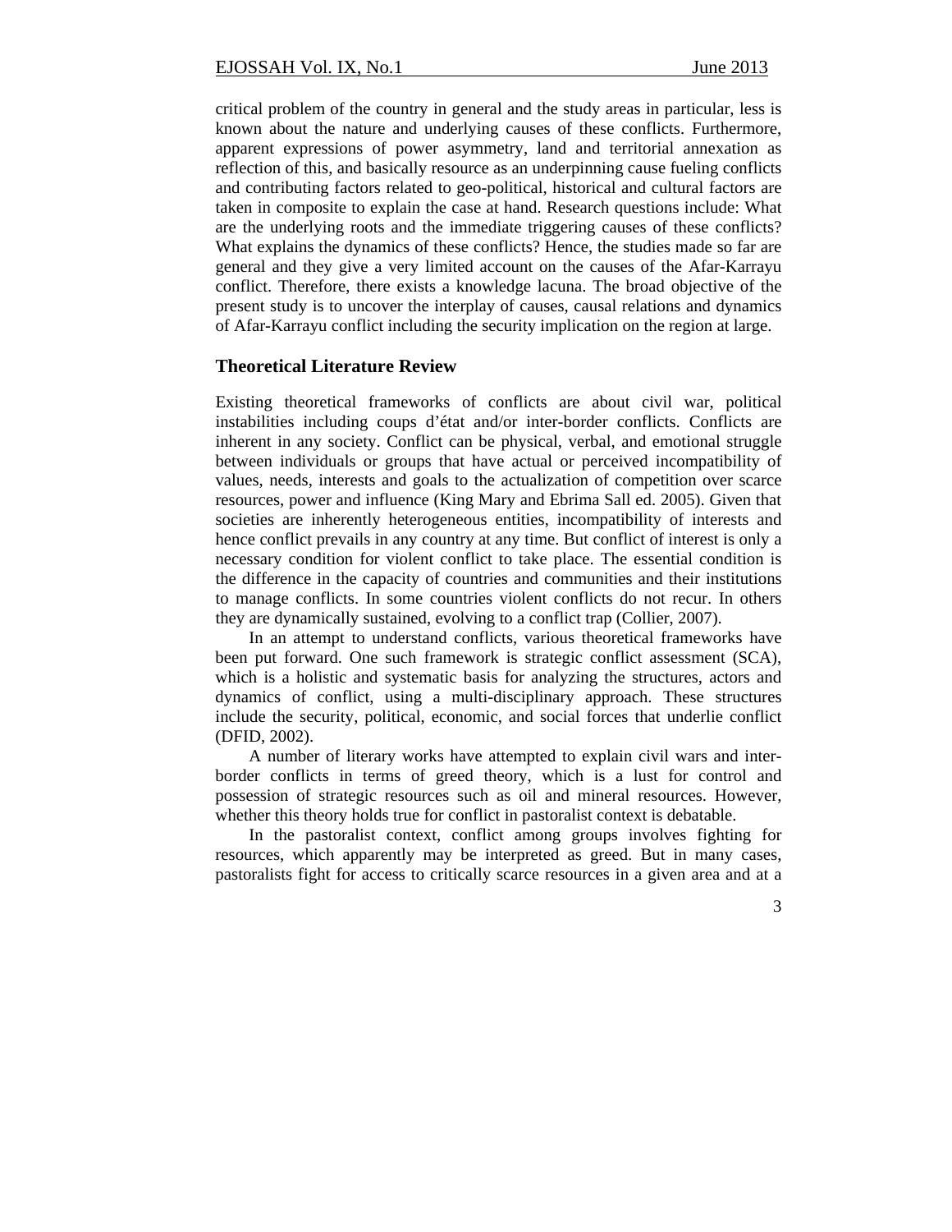critical problem of the country in general and the study areas in particular, less is known about the nature and underlying causes of these conflicts. Furthermore, apparent expressions of power asymmetry, land and territorial annexation as reflection of this, and basically resource as an underpinning cause fueling conflicts and contributing factors related to geo-political, historical and cultural factors are taken in composite to explain the case at hand. Research questions include: What are the underlying roots and the immediate triggering causes of these conflicts? What explains the dynamics of these conflicts? Hence, the studies made so far are general and they give a very limited account on the causes of the Afar-Karrayu conflict. Therefore, there exists a knowledge lacuna. The broad objective of the present study is to uncover the interplay of causes, causal relations and dynamics of Afar-Karrayu conflict including the security implication on the region at large.

## Theoretical Literature Review

Existing theoretical frameworks of conflicts are about civil war, political instabilities including coups d'état and/or inter-border conflicts. Conflicts are inherent in any society. Conflict can be physical, verbal, and emotional struggle between individuals or groups that have actual or perceived incompatibility of values, needs, interests and goals to the actualization of competition over scarce resources, power and influence (King Mary and Ebrima Sall ed. 2005). Given that societies are inherently heterogeneous entities, incompatibility of interests and hence conflict prevails in any country at any time. But conflict of interest is only a necessary condition for violent conflict to take place. The essential condition is the difference in the capacity of countries and communities and their institutions to manage conflicts. In some countries violent conflicts do not recur. In others they are dynamically sustained, evolving to a conflict trap (Collier, 2007).

In an attempt to understand conflicts, various theoretical frameworks have been put forward. One such framework is strategic conflict assessment (SCA), which is a holistic and systematic basis for analyzing the structures, actors and dynamics of conflict, using a multi-disciplinary approach. These structures include the security, political, economic, and social forces that underlie conflict (DFID, 2002).

A number of literary works have attempted to explain civil wars and inter-border conflicts in terms of greed theory, which is a lust for control and possession of strategic resources such as oil and mineral resources. However, whether this theory holds true for conflict in pastoralist context is debatable.

In the pastoralist context, conflict among groups involves fighting for resources, which apparently may be interpreted as greed. But in many cases, pastoralists fight for access to critically scarce resources in a given area and at a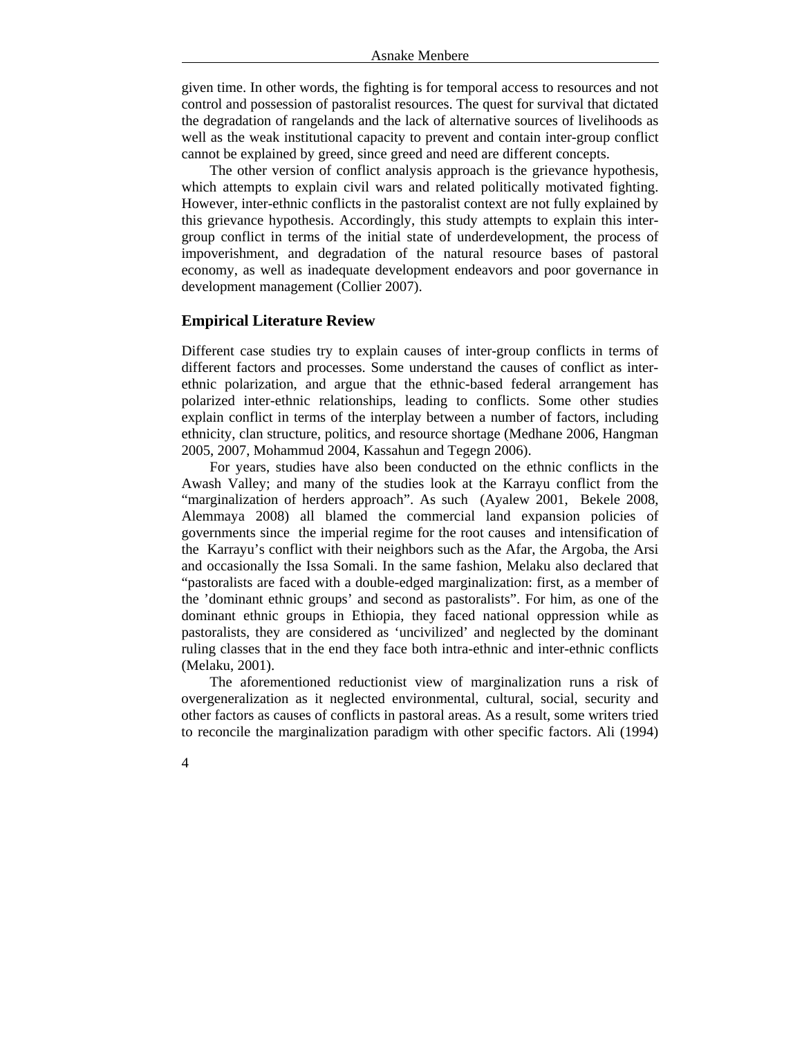given time. In other words, the fighting is for temporal access to resources and not control and possession of pastoralist resources. The quest for survival that dictated the degradation of rangelands and the lack of alternative sources of livelihoods as well as the weak institutional capacity to prevent and contain inter-group conflict cannot be explained by greed, since greed and need are different concepts.

The other version of conflict analysis approach is the grievance hypothesis, which attempts to explain civil wars and related politically motivated fighting. However, inter-ethnic conflicts in the pastoralist context are not fully explained by this grievance hypothesis. Accordingly, this study attempts to explain this inter-group conflict in terms of the initial state of underdevelopment, the process of impoverishment, and degradation of the natural resource bases of pastoral economy, as well as inadequate development endeavors and poor governance in development management (Collier 2007).

## Empirical Literature Review

Different case studies try to explain causes of inter-group conflicts in terms of different factors and processes. Some understand the causes of conflict as inter-ethnic polarization, and argue that the ethnic-based federal arrangement has polarized inter-ethnic relationships, leading to conflicts. Some other studies explain conflict in terms of the interplay between a number of factors, including ethnicity, clan structure, politics, and resource shortage (Medhane 2006, Hangman 2005, 2007, Mohammud 2004, Kassahun and Tegegn 2006).

For years, studies have also been conducted on the ethnic conflicts in the Awash Valley; and many of the studies look at the Karrayu conflict from the "marginalization of herders approach". As such (Ayalew 2001, Bekele 2008, Alemmaya 2008) all blamed the commercial land expansion policies of governments since the imperial regime for the root causes and intensification of the Karrayu's conflict with their neighbors such as the Afar, the Argoba, the Arsi and occasionally the Issa Somali. In the same fashion, Melaku also declared that "pastoralists are faced with a double-edged marginalization: first, as a member of the 'dominant ethnic groups' and second as pastoralists". For him, as one of the dominant ethnic groups in Ethiopia, they faced national oppression while as pastoralists, they are considered as 'uncivilized' and neglected by the dominant ruling classes that in the end they face both intra-ethnic and inter-ethnic conflicts (Melaku, 2001).

The aforementioned reductionist view of marginalization runs a risk of overgeneralization as it neglected environmental, cultural, social, security and other factors as causes of conflicts in pastoral areas. As a result, some writers tried to reconcile the marginalization paradigm with other specific factors. Ali (1994)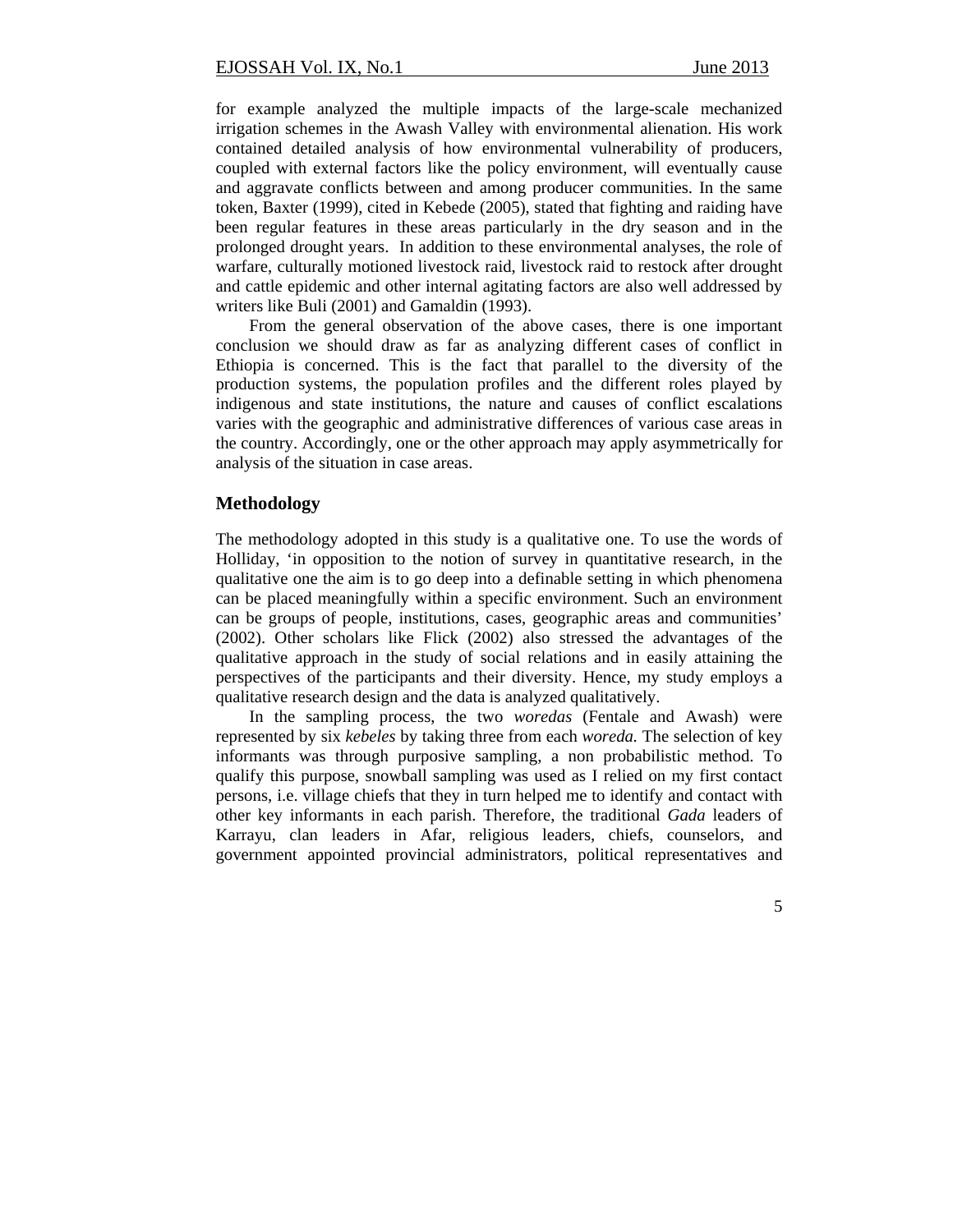for example analyzed the multiple impacts of the large-scale mechanized irrigation schemes in the Awash Valley with environmental alienation. His work contained detailed analysis of how environmental vulnerability of producers, coupled with external factors like the policy environment, will eventually cause and aggravate conflicts between and among producer communities. In the same token, Baxter (1999), cited in Kebede (2005), stated that fighting and raiding have been regular features in these areas particularly in the dry season and in the prolonged drought years. In addition to these environmental analyses, the role of warfare, culturally motioned livestock raid, livestock raid to restock after drought and cattle epidemic and other internal agitating factors are also well addressed by writers like Buli (2001) and Gamaldin (1993).

From the general observation of the above cases, there is one important conclusion we should draw as far as analyzing different cases of conflict in Ethiopia is concerned. This is the fact that parallel to the diversity of the production systems, the population profiles and the different roles played by indigenous and state institutions, the nature and causes of conflict escalations varies with the geographic and administrative differences of various case areas in the country. Accordingly, one or the other approach may apply asymmetrically for analysis of the situation in case areas.

## Methodology

The methodology adopted in this study is a qualitative one. To use the words of Holliday, 'in opposition to the notion of survey in quantitative research, in the qualitative one the aim is to go deep into a definable setting in which phenomena can be placed meaningfully within a specific environment. Such an environment can be groups of people, institutions, cases, geographic areas and communities' (2002). Other scholars like Flick (2002) also stressed the advantages of the qualitative approach in the study of social relations and in easily attaining the perspectives of the participants and their diversity. Hence, my study employs a qualitative research design and the data is analyzed qualitatively.

In the sampling process, the two *woredas* (Fentale and Awash) were represented by six *kebeles* by taking three from each *woreda.* The selection of key informants was through purposive sampling, a non probabilistic method. To qualify this purpose, snowball sampling was used as I relied on my first contact persons, i.e. village chiefs that they in turn helped me to identify and contact with other key informants in each parish. Therefore, the traditional *Gada* leaders of Karrayu, clan leaders in Afar, religious leaders, chiefs, counselors, and government appointed provincial administrators, political representatives and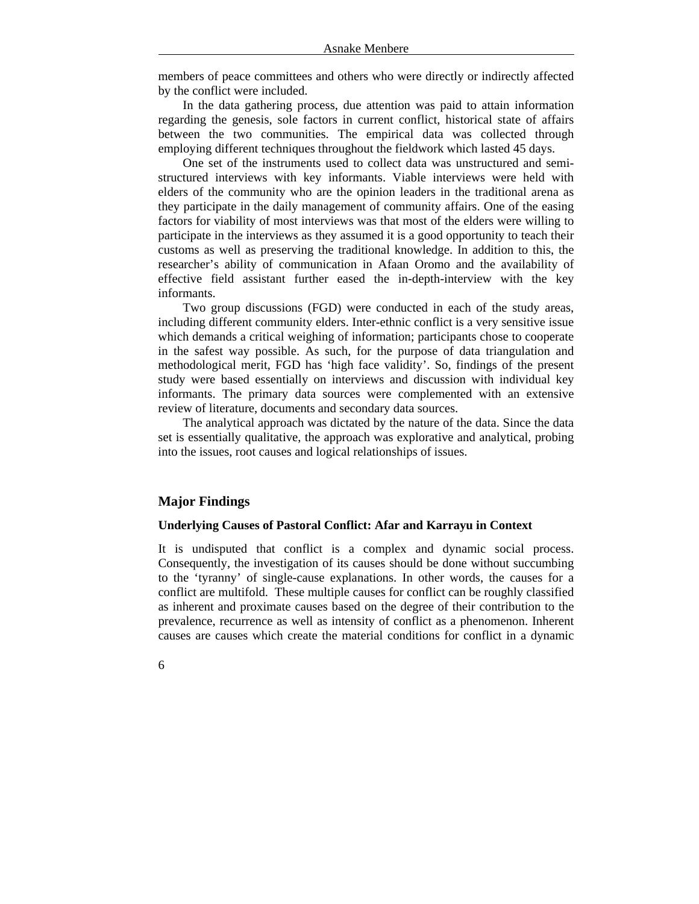members of peace committees and others who were directly or indirectly affected by the conflict were included.

In the data gathering process, due attention was paid to attain information regarding the genesis, sole factors in current conflict, historical state of affairs between the two communities. The empirical data was collected through employing different techniques throughout the fieldwork which lasted 45 days.

One set of the instruments used to collect data was unstructured and semi-structured interviews with key informants. Viable interviews were held with elders of the community who are the opinion leaders in the traditional arena as they participate in the daily management of community affairs. One of the easing factors for viability of most interviews was that most of the elders were willing to participate in the interviews as they assumed it is a good opportunity to teach their customs as well as preserving the traditional knowledge. In addition to this, the researcher's ability of communication in Afaan Oromo and the availability of effective field assistant further eased the in-depth-interview with the key informants.

Two group discussions (FGD) were conducted in each of the study areas, including different community elders. Inter-ethnic conflict is a very sensitive issue which demands a critical weighing of information; participants chose to cooperate in the safest way possible. As such, for the purpose of data triangulation and methodological merit, FGD has 'high face validity'. So, findings of the present study were based essentially on interviews and discussion with individual key informants. The primary data sources were complemented with an extensive review of literature, documents and secondary data sources.

The analytical approach was dictated by the nature of the data. Since the data set is essentially qualitative, the approach was explorative and analytical, probing into the issues, root causes and logical relationships of issues.

## Major Findings

### Underlying Causes of Pastoral Conflict: Afar and Karrayu in Context

It is undisputed that conflict is a complex and dynamic social process. Consequently, the investigation of its causes should be done without succumbing to the 'tyranny' of single-cause explanations. In other words, the causes for a conflict are multifold. These multiple causes for conflict can be roughly classified as inherent and proximate causes based on the degree of their contribution to the prevalence, recurrence as well as intensity of conflict as a phenomenon. Inherent causes are causes which create the material conditions for conflict in a dynamic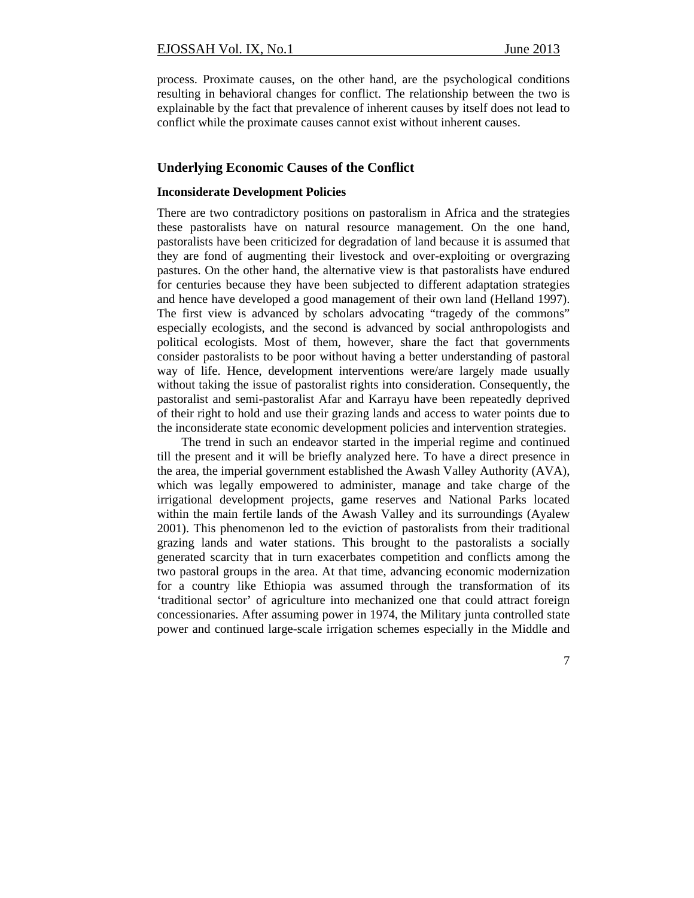process. Proximate causes, on the other hand, are the psychological conditions resulting in behavioral changes for conflict. The relationship between the two is explainable by the fact that prevalence of inherent causes by itself does not lead to conflict while the proximate causes cannot exist without inherent causes.

## Underlying Economic Causes of the Conflict

### Inconsiderate Development Policies

There are two contradictory positions on pastoralism in Africa and the strategies these pastoralists have on natural resource management. On the one hand, pastoralists have been criticized for degradation of land because it is assumed that they are fond of augmenting their livestock and over-exploiting or overgrazing pastures. On the other hand, the alternative view is that pastoralists have endured for centuries because they have been subjected to different adaptation strategies and hence have developed a good management of their own land (Helland 1997). The first view is advanced by scholars advocating "tragedy of the commons" especially ecologists, and the second is advanced by social anthropologists and political ecologists. Most of them, however, share the fact that governments consider pastoralists to be poor without having a better understanding of pastoral way of life. Hence, development interventions were/are largely made usually without taking the issue of pastoralist rights into consideration. Consequently, the pastoralist and semi-pastoralist Afar and Karrayu have been repeatedly deprived of their right to hold and use their grazing lands and access to water points due to the inconsiderate state economic development policies and intervention strategies.

The trend in such an endeavor started in the imperial regime and continued till the present and it will be briefly analyzed here. To have a direct presence in the area, the imperial government established the Awash Valley Authority (AVA), which was legally empowered to administer, manage and take charge of the irrigational development projects, game reserves and National Parks located within the main fertile lands of the Awash Valley and its surroundings (Ayalew 2001). This phenomenon led to the eviction of pastoralists from their traditional grazing lands and water stations. This brought to the pastoralists a socially generated scarcity that in turn exacerbates competition and conflicts among the two pastoral groups in the area. At that time, advancing economic modernization for a country like Ethiopia was assumed through the transformation of its 'traditional sector' of agriculture into mechanized one that could attract foreign concessionaries. After assuming power in 1974, the Military junta controlled state power and continued large-scale irrigation schemes especially in the Middle and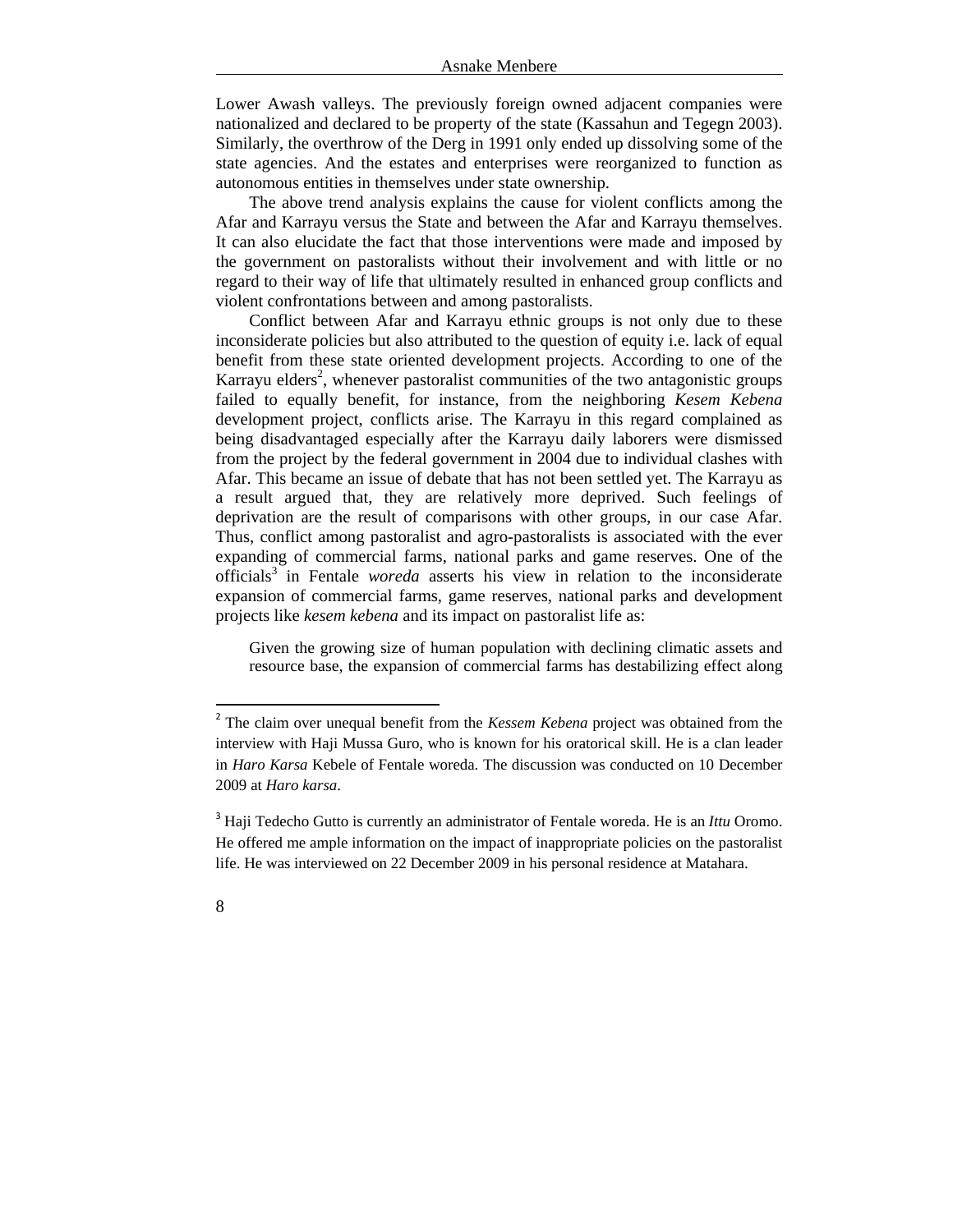Lower Awash valleys. The previously foreign owned adjacent companies were nationalized and declared to be property of the state (Kassahun and Tegegn 2003). Similarly, the overthrow of the Derg in 1991 only ended up dissolving some of the state agencies. And the estates and enterprises were reorganized to function as autonomous entities in themselves under state ownership.

The above trend analysis explains the cause for violent conflicts among the Afar and Karrayu versus the State and between the Afar and Karrayu themselves. It can also elucidate the fact that those interventions were made and imposed by the government on pastoralists without their involvement and with little or no regard to their way of life that ultimately resulted in enhanced group conflicts and violent confrontations between and among pastoralists.

Conflict between Afar and Karrayu ethnic groups is not only due to these inconsiderate policies but also attributed to the question of equity i.e. lack of equal benefit from these state oriented development projects. According to one of the Karrayu elders[2], whenever pastoralist communities of the two antagonistic groups failed to equally benefit, for instance, from the neighboring *Kesem Kebena* development project, conflicts arise. The Karrayu in this regard complained as being disadvantaged especially after the Karrayu daily laborers were dismissed from the project by the federal government in 2004 due to individual clashes with Afar. This became an issue of debate that has not been settled yet. The Karrayu as a result argued that, they are relatively more deprived. Such feelings of deprivation are the result of comparisons with other groups, in our case Afar. Thus, conflict among pastoralist and agro-pastoralists is associated with the ever expanding of commercial farms, national parks and game reserves. One of the officials[3] in Fentale *woreda* asserts his view in relation to the inconsiderate expansion of commercial farms, game reserves, national parks and development projects like *kesem kebena* and its impact on pastoralist life as:

> Given the growing size of human population with declining climatic assets and resource base, the expansion of commercial farms has destabilizing effect along

---

[2] The claim over unequal benefit from the *Kessem Kebena* project was obtained from the interview with Haji Mussa Guro, who is known for his oratorical skill. He is a clan leader in *Haro Karsa* Kebele of Fentale woreda. The discussion was conducted on 10 December 2009 at *Haro karsa*.

[3] Haji Tedecho Gutto is currently an administrator of Fentale woreda. He is an *Ittu* Oromo. He offered me ample information on the impact of inappropriate policies on the pastoralist life. He was interviewed on 22 December 2009 in his personal residence at Matahara.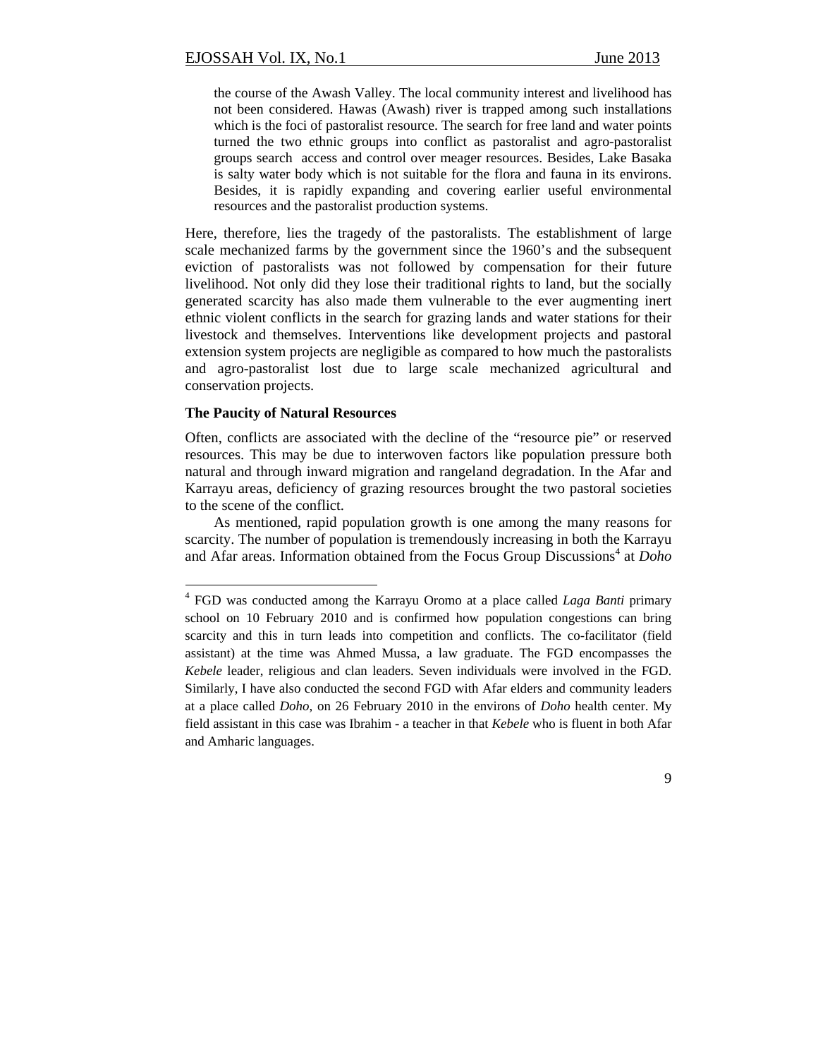> the course of the Awash Valley. The local community interest and livelihood has not been considered. Hawas (Awash) river is trapped among such installations which is the foci of pastoralist resource. The search for free land and water points turned the two ethnic groups into conflict as pastoralist and agro-pastoralist groups search access and control over meager resources. Besides, Lake Basaka is salty water body which is not suitable for the flora and fauna in its environs. Besides, it is rapidly expanding and covering earlier useful environmental resources and the pastoralist production systems.

Here, therefore, lies the tragedy of the pastoralists. The establishment of large scale mechanized farms by the government since the 1960's and the subsequent eviction of pastoralists was not followed by compensation for their future livelihood. Not only did they lose their traditional rights to land, but the socially generated scarcity has also made them vulnerable to the ever augmenting inert ethnic violent conflicts in the search for grazing lands and water stations for their livestock and themselves. Interventions like development projects and pastoral extension system projects are negligible as compared to how much the pastoralists and agro-pastoralist lost due to large scale mechanized agricultural and conservation projects.

**The Paucity of Natural Resources**

Often, conflicts are associated with the decline of the "resource pie" or reserved resources. This may be due to interwoven factors like population pressure both natural and through inward migration and rangeland degradation. In the Afar and Karrayu areas, deficiency of grazing resources brought the two pastoral societies to the scene of the conflict.

As mentioned, rapid population growth is one among the many reasons for scarcity. The number of population is tremendously increasing in both the Karrayu and Afar areas. Information obtained from the Focus Group Discussions[4] at *Doho*

---

[4] FGD was conducted among the Karrayu Oromo at a place called *Laga Banti* primary school on 10 February 2010 and is confirmed how population congestions can bring scarcity and this in turn leads into competition and conflicts. The co-facilitator (field assistant) at the time was Ahmed Mussa, a law graduate. The FGD encompasses the *Kebele* leader, religious and clan leaders. Seven individuals were involved in the FGD. Similarly, I have also conducted the second FGD with Afar elders and community leaders at a place called *Doho,* on 26 February 2010 in the environs of *Doho* health center. My field assistant in this case was Ibrahim - a teacher in that *Kebele* who is fluent in both Afar and Amharic languages.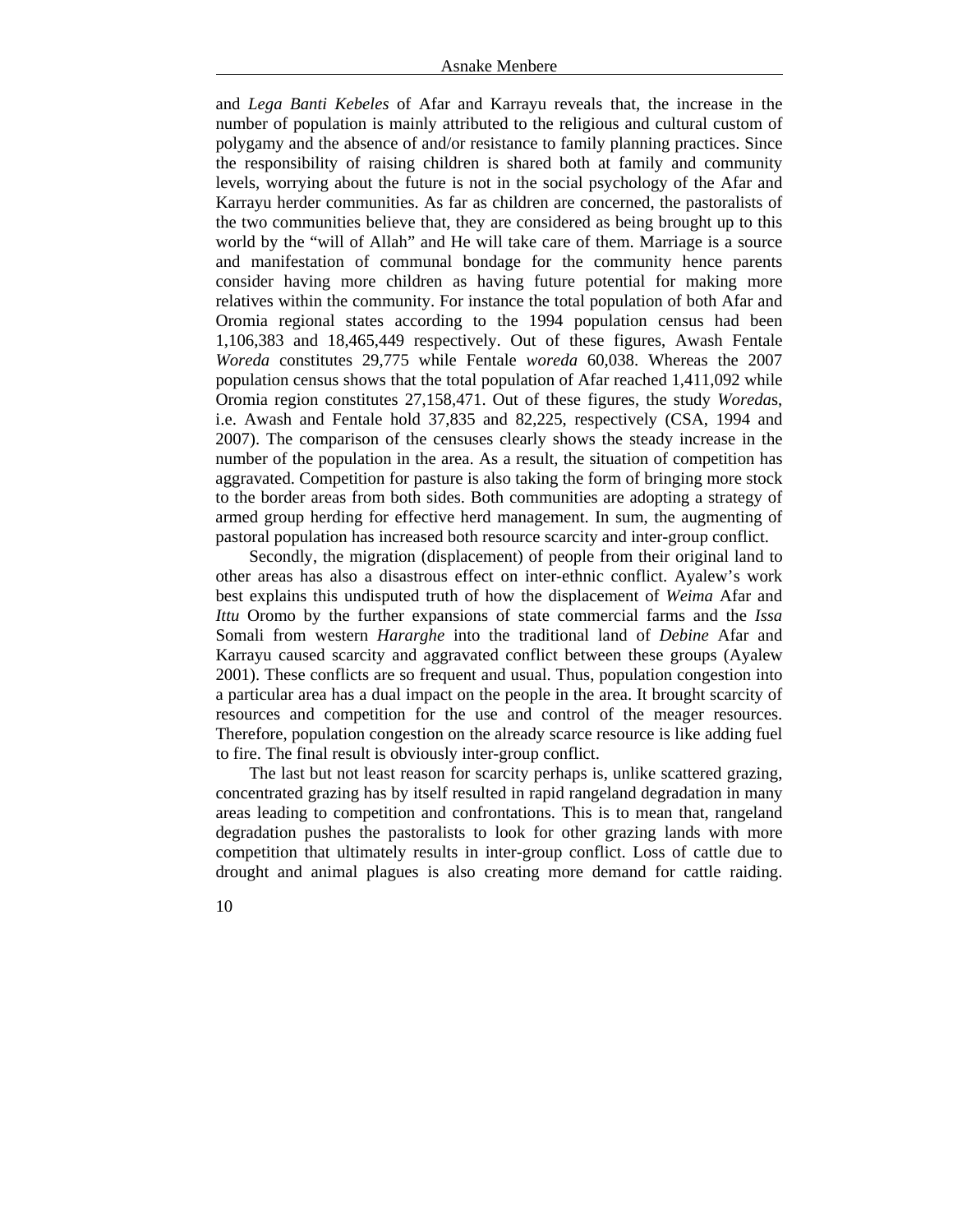and *Lega Banti Kebeles* of Afar and Karrayu reveals that, the increase in the number of population is mainly attributed to the religious and cultural custom of polygamy and the absence of and/or resistance to family planning practices. Since the responsibility of raising children is shared both at family and community levels, worrying about the future is not in the social psychology of the Afar and Karrayu herder communities. As far as children are concerned, the pastoralists of the two communities believe that, they are considered as being brought up to this world by the "will of Allah" and He will take care of them. Marriage is a source and manifestation of communal bondage for the community hence parents consider having more children as having future potential for making more relatives within the community. For instance the total population of both Afar and Oromia regional states according to the 1994 population census had been 1,106,383 and 18,465,449 respectively. Out of these figures, Awash Fentale *Woreda* constitutes 29,775 while Fentale *woreda* 60,038. Whereas the 2007 population census shows that the total population of Afar reached 1,411,092 while Oromia region constitutes 27,158,471. Out of these figures, the study *Woreda*s, i.e. Awash and Fentale hold 37,835 and 82,225, respectively (CSA, 1994 and 2007). The comparison of the censuses clearly shows the steady increase in the number of the population in the area. As a result, the situation of competition has aggravated. Competition for pasture is also taking the form of bringing more stock to the border areas from both sides. Both communities are adopting a strategy of armed group herding for effective herd management. In sum, the augmenting of pastoral population has increased both resource scarcity and inter-group conflict.

Secondly, the migration (displacement) of people from their original land to other areas has also a disastrous effect on inter-ethnic conflict. Ayalew's work best explains this undisputed truth of how the displacement of *Weima* Afar and *Ittu* Oromo by the further expansions of state commercial farms and the *Issa* Somali from western *Hararghe* into the traditional land of *Debine* Afar and Karrayu caused scarcity and aggravated conflict between these groups (Ayalew 2001). These conflicts are so frequent and usual. Thus, population congestion into a particular area has a dual impact on the people in the area. It brought scarcity of resources and competition for the use and control of the meager resources. Therefore, population congestion on the already scarce resource is like adding fuel to fire. The final result is obviously inter-group conflict.

The last but not least reason for scarcity perhaps is, unlike scattered grazing, concentrated grazing has by itself resulted in rapid rangeland degradation in many areas leading to competition and confrontations. This is to mean that, rangeland degradation pushes the pastoralists to look for other grazing lands with more competition that ultimately results in inter-group conflict. Loss of cattle due to drought and animal plagues is also creating more demand for cattle raiding.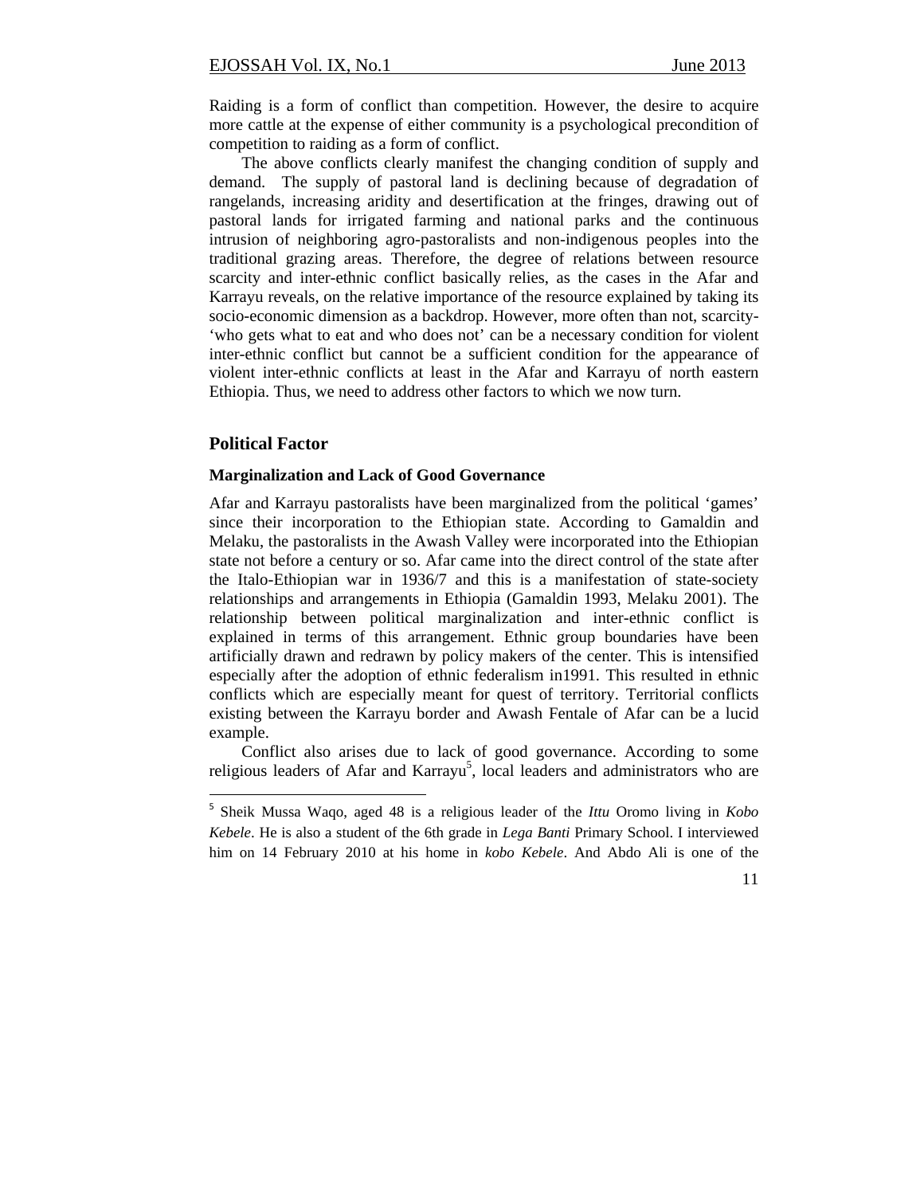Raiding is a form of conflict than competition. However, the desire to acquire more cattle at the expense of either community is a psychological precondition of competition to raiding as a form of conflict.

The above conflicts clearly manifest the changing condition of supply and demand. The supply of pastoral land is declining because of degradation of rangelands, increasing aridity and desertification at the fringes, drawing out of pastoral lands for irrigated farming and national parks and the continuous intrusion of neighboring agro-pastoralists and non-indigenous peoples into the traditional grazing areas. Therefore, the degree of relations between resource scarcity and inter-ethnic conflict basically relies, as the cases in the Afar and Karrayu reveals, on the relative importance of the resource explained by taking its socio-economic dimension as a backdrop. However, more often than not, scarcity- 'who gets what to eat and who does not' can be a necessary condition for violent inter-ethnic conflict but cannot be a sufficient condition for the appearance of violent inter-ethnic conflicts at least in the Afar and Karrayu of north eastern Ethiopia. Thus, we need to address other factors to which we now turn.

## Political Factor

### Marginalization and Lack of Good Governance

Afar and Karrayu pastoralists have been marginalized from the political 'games' since their incorporation to the Ethiopian state. According to Gamaldin and Melaku, the pastoralists in the Awash Valley were incorporated into the Ethiopian state not before a century or so. Afar came into the direct control of the state after the Italo-Ethiopian war in 1936/7 and this is a manifestation of state-society relationships and arrangements in Ethiopia (Gamaldin 1993, Melaku 2001). The relationship between political marginalization and inter-ethnic conflict is explained in terms of this arrangement. Ethnic group boundaries have been artificially drawn and redrawn by policy makers of the center. This is intensified especially after the adoption of ethnic federalism in1991. This resulted in ethnic conflicts which are especially meant for quest of territory. Territorial conflicts existing between the Karrayu border and Awash Fentale of Afar can be a lucid example.

Conflict also arises due to lack of good governance. According to some religious leaders of Afar and Karrayu[5], local leaders and administrators who are

---

[5] Sheik Mussa Waqo, aged 48 is a religious leader of the *Ittu* Oromo living in *Kobo Kebele*. He is also a student of the 6th grade in *Lega Banti* Primary School. I interviewed him on 14 February 2010 at his home in *kobo Kebele*. And Abdo Ali is one of the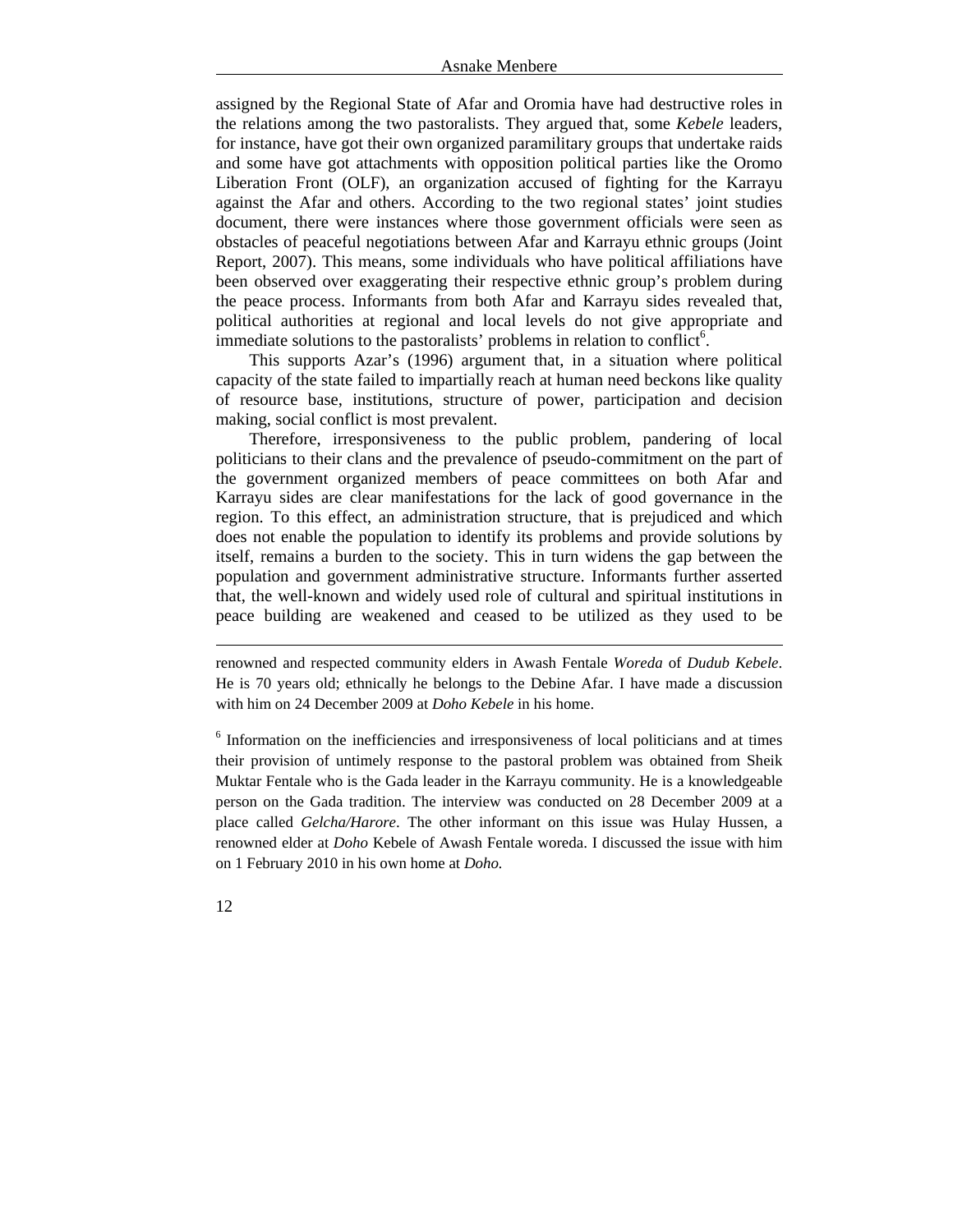assigned by the Regional State of Afar and Oromia have had destructive roles in the relations among the two pastoralists. They argued that, some *Kebele* leaders, for instance, have got their own organized paramilitary groups that undertake raids and some have got attachments with opposition political parties like the Oromo Liberation Front (OLF), an organization accused of fighting for the Karrayu against the Afar and others. According to the two regional states' joint studies document, there were instances where those government officials were seen as obstacles of peaceful negotiations between Afar and Karrayu ethnic groups (Joint Report, 2007). This means, some individuals who have political affiliations have been observed over exaggerating their respective ethnic group's problem during the peace process. Informants from both Afar and Karrayu sides revealed that, political authorities at regional and local levels do not give appropriate and immediate solutions to the pastoralists' problems in relation to conflict[6].

This supports Azar's (1996) argument that, in a situation where political capacity of the state failed to impartially reach at human need beckons like quality of resource base, institutions, structure of power, participation and decision making, social conflict is most prevalent.

Therefore, irresponsiveness to the public problem, pandering of local politicians to their clans and the prevalence of pseudo-commitment on the part of the government organized members of peace committees on both Afar and Karrayu sides are clear manifestations for the lack of good governance in the region. To this effect, an administration structure, that is prejudiced and which does not enable the population to identify its problems and provide solutions by itself, remains a burden to the society. This in turn widens the gap between the population and government administrative structure. Informants further asserted that, the well-known and widely used role of cultural and spiritual institutions in peace building are weakened and ceased to be utilized as they used to be

---

renowned and respected community elders in Awash Fentale *Woreda* of *Dudub Kebele*. He is 70 years old; ethnically he belongs to the Debine Afar. I have made a discussion with him on 24 December 2009 at *Doho Kebele* in his home.

[6] Information on the inefficiencies and irresponsiveness of local politicians and at times their provision of untimely response to the pastoral problem was obtained from Sheik Muktar Fentale who is the Gada leader in the Karrayu community. He is a knowledgeable person on the Gada tradition. The interview was conducted on 28 December 2009 at a place called *Gelcha/Harore*. The other informant on this issue was Hulay Hussen, a renowned elder at *Doho* Kebele of Awash Fentale woreda. I discussed the issue with him on 1 February 2010 in his own home at *Doho.*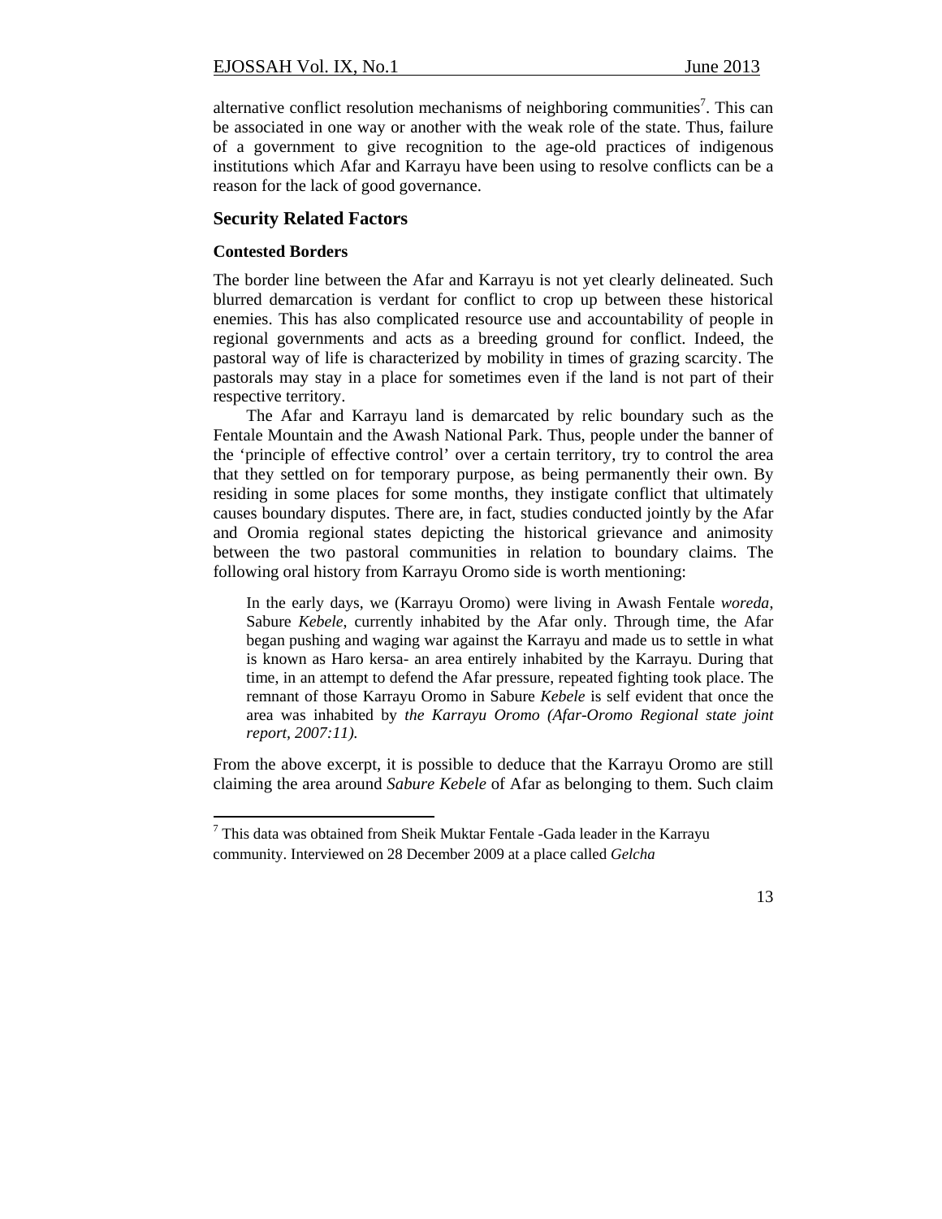alternative conflict resolution mechanisms of neighboring communities[7]. This can be associated in one way or another with the weak role of the state. Thus, failure of a government to give recognition to the age-old practices of indigenous institutions which Afar and Karrayu have been using to resolve conflicts can be a reason for the lack of good governance.

## Security Related Factors

### Contested Borders

The border line between the Afar and Karrayu is not yet clearly delineated. Such blurred demarcation is verdant for conflict to crop up between these historical enemies. This has also complicated resource use and accountability of people in regional governments and acts as a breeding ground for conflict. Indeed, the pastoral way of life is characterized by mobility in times of grazing scarcity. The pastorals may stay in a place for sometimes even if the land is not part of their respective territory.

The Afar and Karrayu land is demarcated by relic boundary such as the Fentale Mountain and the Awash National Park. Thus, people under the banner of the 'principle of effective control' over a certain territory, try to control the area that they settled on for temporary purpose, as being permanently their own. By residing in some places for some months, they instigate conflict that ultimately causes boundary disputes. There are, in fact, studies conducted jointly by the Afar and Oromia regional states depicting the historical grievance and animosity between the two pastoral communities in relation to boundary claims. The following oral history from Karrayu Oromo side is worth mentioning:

> In the early days, we (Karrayu Oromo) were living in Awash Fentale *woreda*, Sabure *Kebele*, currently inhabited by the Afar only. Through time, the Afar began pushing and waging war against the Karrayu and made us to settle in what is known as Haro kersa- an area entirely inhabited by the Karrayu. During that time, in an attempt to defend the Afar pressure, repeated fighting took place. The remnant of those Karrayu Oromo in Sabure *Kebele* is self evident that once the area was inhabited by *the Karrayu Oromo (Afar-Oromo Regional state joint report, 2007:11).*

From the above excerpt, it is possible to deduce that the Karrayu Oromo are still claiming the area around *Sabure Kebele* of Afar as belonging to them. Such claim

---

[7] This data was obtained from Sheik Muktar Fentale -Gada leader in the Karrayu community. Interviewed on 28 December 2009 at a place called *Gelcha*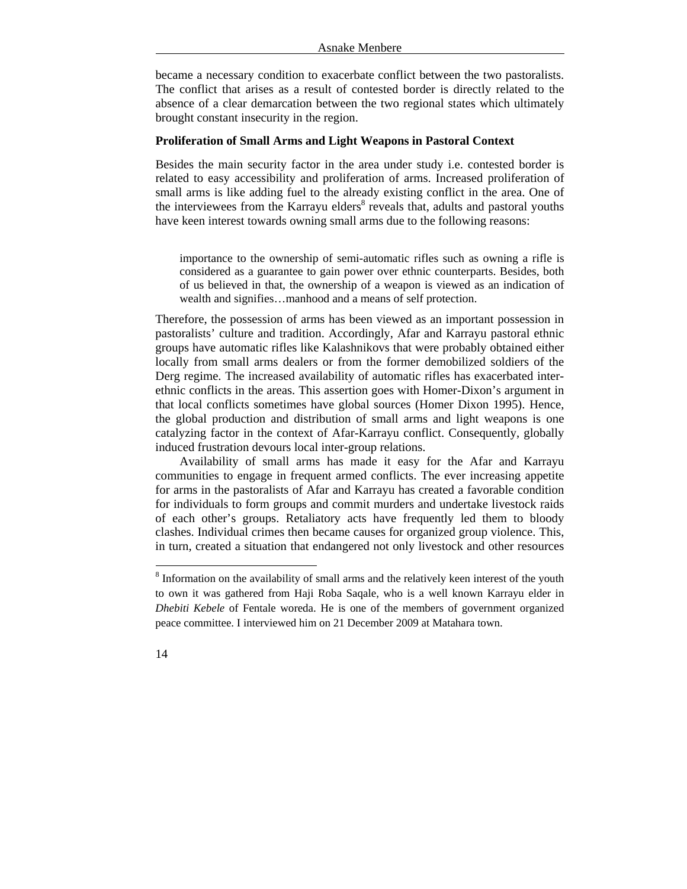became a necessary condition to exacerbate conflict between the two pastoralists. The conflict that arises as a result of contested border is directly related to the absence of a clear demarcation between the two regional states which ultimately brought constant insecurity in the region.

**Proliferation of Small Arms and Light Weapons in Pastoral Context**

Besides the main security factor in the area under study i.e. contested border is related to easy accessibility and proliferation of arms. Increased proliferation of small arms is like adding fuel to the already existing conflict in the area. One of the interviewees from the Karrayu elders[8] reveals that, adults and pastoral youths have keen interest towards owning small arms due to the following reasons:

> importance to the ownership of semi-automatic rifles such as owning a rifle is considered as a guarantee to gain power over ethnic counterparts. Besides, both of us believed in that, the ownership of a weapon is viewed as an indication of wealth and signifies…manhood and a means of self protection.

Therefore, the possession of arms has been viewed as an important possession in pastoralists' culture and tradition. Accordingly, Afar and Karrayu pastoral ethnic groups have automatic rifles like Kalashnikovs that were probably obtained either locally from small arms dealers or from the former demobilized soldiers of the Derg regime. The increased availability of automatic rifles has exacerbated inter-ethnic conflicts in the areas. This assertion goes with Homer-Dixon's argument in that local conflicts sometimes have global sources (Homer Dixon 1995). Hence, the global production and distribution of small arms and light weapons is one catalyzing factor in the context of Afar-Karrayu conflict. Consequently, globally induced frustration devours local inter-group relations.

Availability of small arms has made it easy for the Afar and Karrayu communities to engage in frequent armed conflicts. The ever increasing appetite for arms in the pastoralists of Afar and Karrayu has created a favorable condition for individuals to form groups and commit murders and undertake livestock raids of each other's groups. Retaliatory acts have frequently led them to bloody clashes. Individual crimes then became causes for organized group violence. This, in turn, created a situation that endangered not only livestock and other resources

[8] Information on the availability of small arms and the relatively keen interest of the youth to own it was gathered from Haji Roba Saqale, who is a well known Karrayu elder in *Dhebiti Kebele* of Fentale woreda. He is one of the members of government organized peace committee. I interviewed him on 21 December 2009 at Matahara town.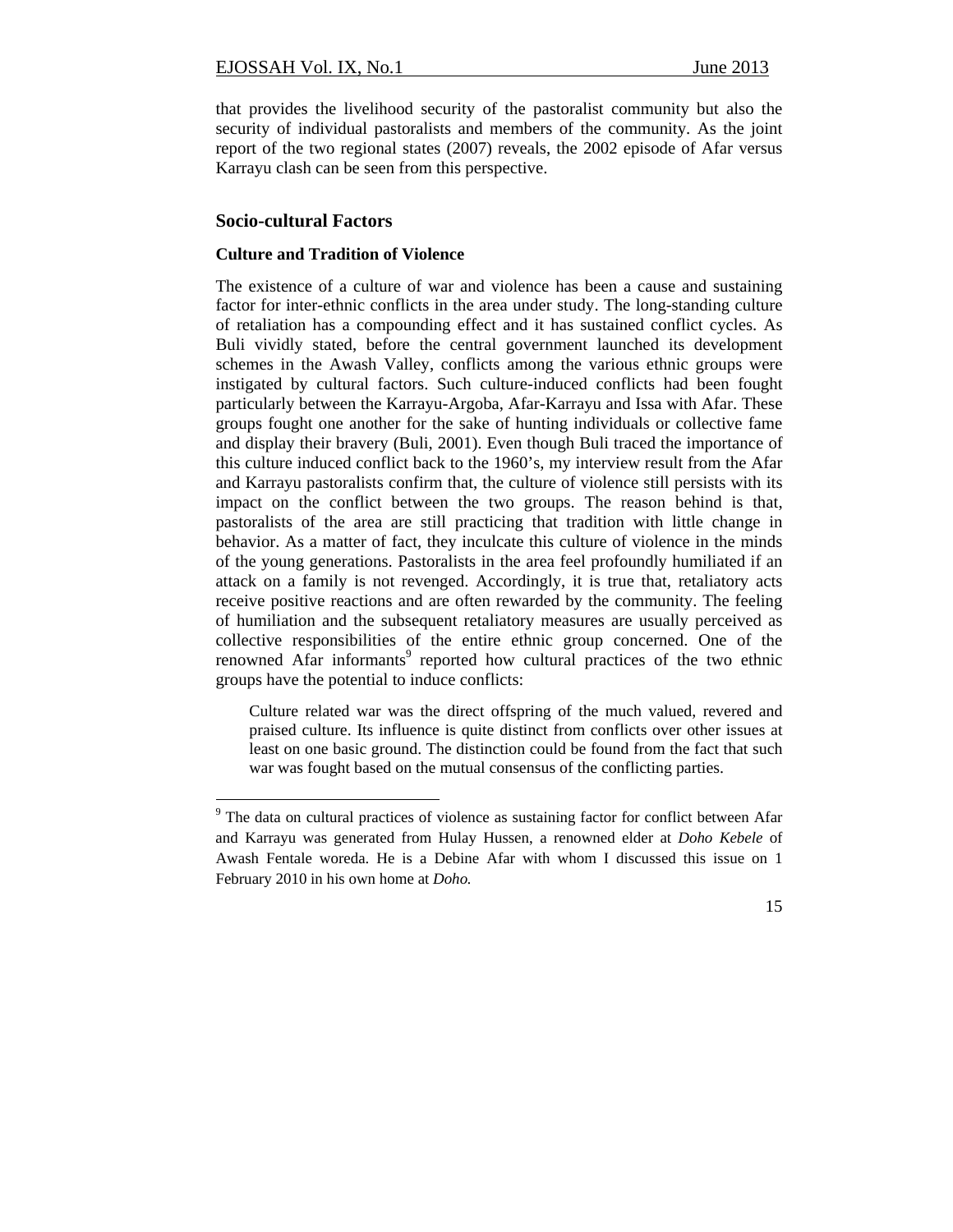that provides the livelihood security of the pastoralist community but also the security of individual pastoralists and members of the community. As the joint report of the two regional states (2007) reveals, the 2002 episode of Afar versus Karrayu clash can be seen from this perspective.

## Socio-cultural Factors

### Culture and Tradition of Violence

The existence of a culture of war and violence has been a cause and sustaining factor for inter-ethnic conflicts in the area under study. The long-standing culture of retaliation has a compounding effect and it has sustained conflict cycles. As Buli vividly stated, before the central government launched its development schemes in the Awash Valley, conflicts among the various ethnic groups were instigated by cultural factors. Such culture-induced conflicts had been fought particularly between the Karrayu-Argoba, Afar-Karrayu and Issa with Afar. These groups fought one another for the sake of hunting individuals or collective fame and display their bravery (Buli, 2001). Even though Buli traced the importance of this culture induced conflict back to the 1960's, my interview result from the Afar and Karrayu pastoralists confirm that, the culture of violence still persists with its impact on the conflict between the two groups. The reason behind is that, pastoralists of the area are still practicing that tradition with little change in behavior. As a matter of fact, they inculcate this culture of violence in the minds of the young generations. Pastoralists in the area feel profoundly humiliated if an attack on a family is not revenged. Accordingly, it is true that, retaliatory acts receive positive reactions and are often rewarded by the community. The feeling of humiliation and the subsequent retaliatory measures are usually perceived as collective responsibilities of the entire ethnic group concerned. One of the renowned Afar informants[9] reported how cultural practices of the two ethnic groups have the potential to induce conflicts:

> Culture related war was the direct offspring of the much valued, revered and praised culture. Its influence is quite distinct from conflicts over other issues at least on one basic ground. The distinction could be found from the fact that such war was fought based on the mutual consensus of the conflicting parties.

---

[9] The data on cultural practices of violence as sustaining factor for conflict between Afar and Karrayu was generated from Hulay Hussen, a renowned elder at *Doho Kebele* of Awash Fentale woreda. He is a Debine Afar with whom I discussed this issue on 1 February 2010 in his own home at *Doho.*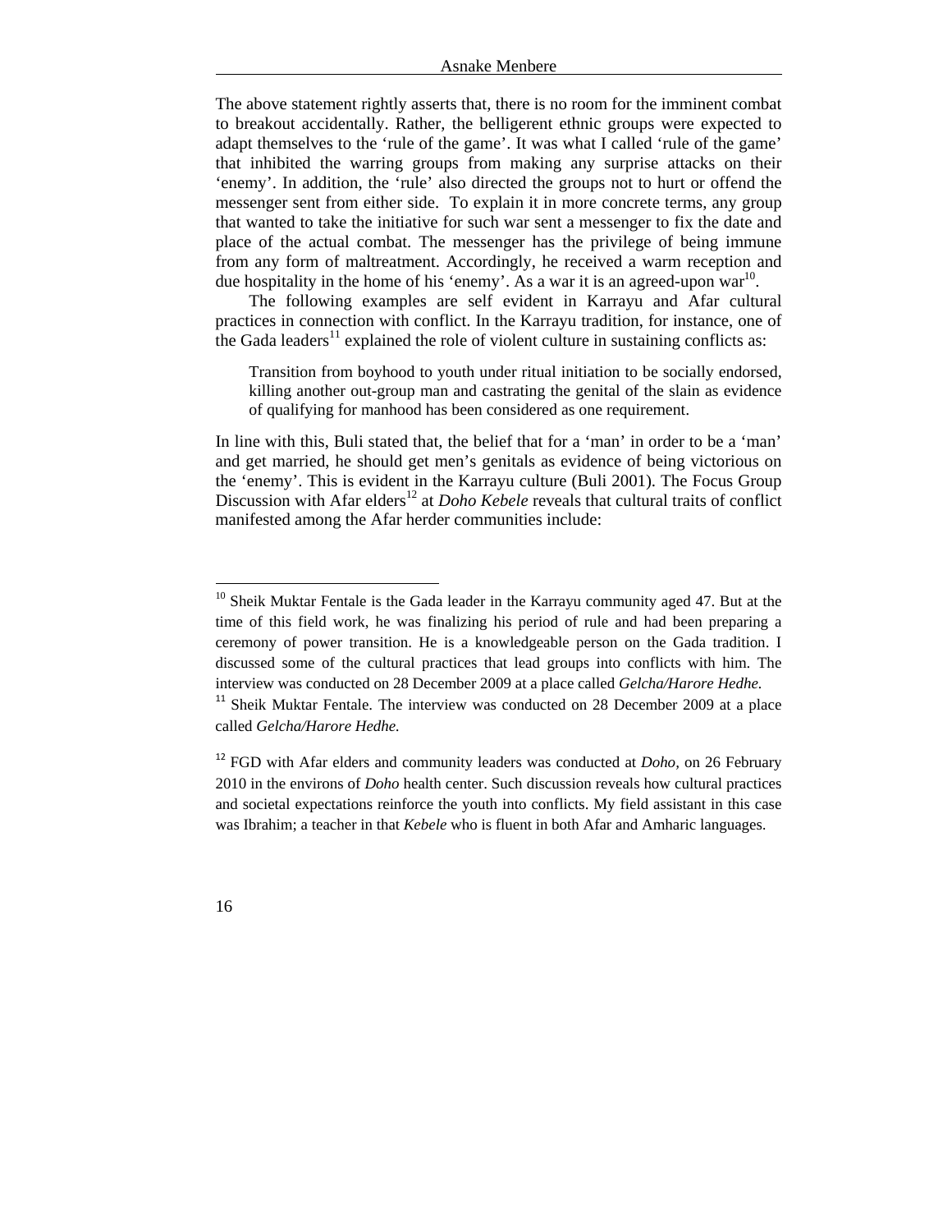The above statement rightly asserts that, there is no room for the imminent combat to breakout accidentally. Rather, the belligerent ethnic groups were expected to adapt themselves to the 'rule of the game'. It was what I called 'rule of the game' that inhibited the warring groups from making any surprise attacks on their 'enemy'. In addition, the 'rule' also directed the groups not to hurt or offend the messenger sent from either side. To explain it in more concrete terms, any group that wanted to take the initiative for such war sent a messenger to fix the date and place of the actual combat. The messenger has the privilege of being immune from any form of maltreatment. Accordingly, he received a warm reception and due hospitality in the home of his 'enemy'. As a war it is an agreed-upon war[10].

The following examples are self evident in Karrayu and Afar cultural practices in connection with conflict. In the Karrayu tradition, for instance, one of the Gada leaders[11] explained the role of violent culture in sustaining conflicts as:

> Transition from boyhood to youth under ritual initiation to be socially endorsed, killing another out-group man and castrating the genital of the slain as evidence of qualifying for manhood has been considered as one requirement.

In line with this, Buli stated that, the belief that for a 'man' in order to be a 'man' and get married, he should get men's genitals as evidence of being victorious on the 'enemy'. This is evident in the Karrayu culture (Buli 2001). The Focus Group Discussion with Afar elders[12] at *Doho Kebele* reveals that cultural traits of conflict manifested among the Afar herder communities include:

---

[10] Sheik Muktar Fentale is the Gada leader in the Karrayu community aged 47. But at the time of this field work, he was finalizing his period of rule and had been preparing a ceremony of power transition. He is a knowledgeable person on the Gada tradition. I discussed some of the cultural practices that lead groups into conflicts with him. The interview was conducted on 28 December 2009 at a place called *Gelcha/Harore Hedhe.*

[11] Sheik Muktar Fentale. The interview was conducted on 28 December 2009 at a place called *Gelcha/Harore Hedhe.*

[12] FGD with Afar elders and community leaders was conducted at *Doho,* on 26 February 2010 in the environs of *Doho* health center. Such discussion reveals how cultural practices and societal expectations reinforce the youth into conflicts. My field assistant in this case was Ibrahim; a teacher in that *Kebele* who is fluent in both Afar and Amharic languages.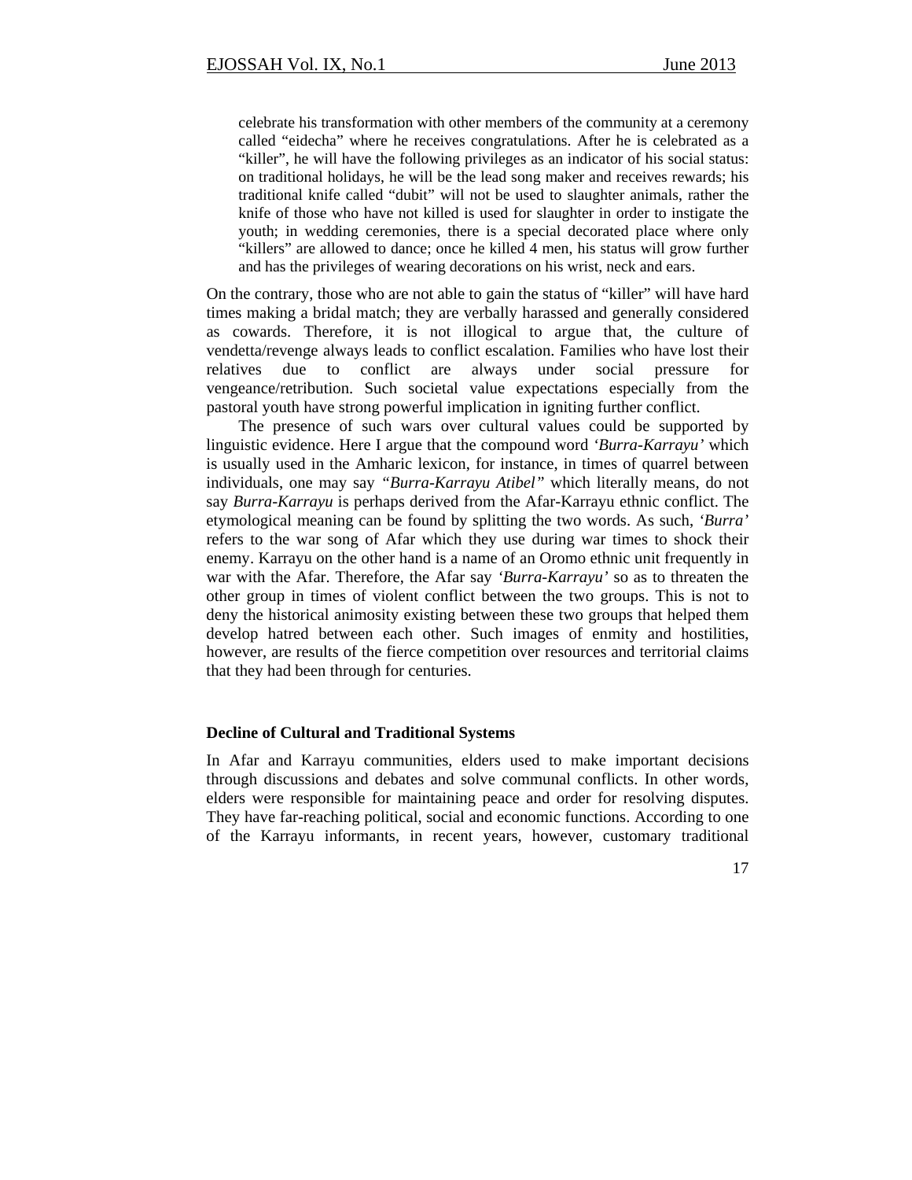> celebrate his transformation with other members of the community at a ceremony called "eidecha" where he receives congratulations. After he is celebrated as a "killer", he will have the following privileges as an indicator of his social status: on traditional holidays, he will be the lead song maker and receives rewards; his traditional knife called "dubit" will not be used to slaughter animals, rather the knife of those who have not killed is used for slaughter in order to instigate the youth; in wedding ceremonies, there is a special decorated place where only "killers" are allowed to dance; once he killed 4 men, his status will grow further and has the privileges of wearing decorations on his wrist, neck and ears.

On the contrary, those who are not able to gain the status of "killer" will have hard times making a bridal match; they are verbally harassed and generally considered as cowards. Therefore, it is not illogical to argue that, the culture of vendetta/revenge always leads to conflict escalation. Families who have lost their relatives due to conflict are always under social pressure for vengeance/retribution. Such societal value expectations especially from the pastoral youth have strong powerful implication in igniting further conflict.

The presence of such wars over cultural values could be supported by linguistic evidence. Here I argue that the compound word *'Burra-Karrayu'* which is usually used in the Amharic lexicon, for instance, in times of quarrel between individuals, one may say *"Burra-Karrayu Atibel"* which literally means, do not say *Burra-Karrayu* is perhaps derived from the Afar-Karrayu ethnic conflict. The etymological meaning can be found by splitting the two words. As such, *'Burra'* refers to the war song of Afar which they use during war times to shock their enemy. Karrayu on the other hand is a name of an Oromo ethnic unit frequently in war with the Afar. Therefore, the Afar say *'Burra-Karrayu'* so as to threaten the other group in times of violent conflict between the two groups. This is not to deny the historical animosity existing between these two groups that helped them develop hatred between each other. Such images of enmity and hostilities, however, are results of the fierce competition over resources and territorial claims that they had been through for centuries.

**Decline of Cultural and Traditional Systems**

In Afar and Karrayu communities, elders used to make important decisions through discussions and debates and solve communal conflicts. In other words, elders were responsible for maintaining peace and order for resolving disputes. They have far-reaching political, social and economic functions. According to one of the Karrayu informants, in recent years, however, customary traditional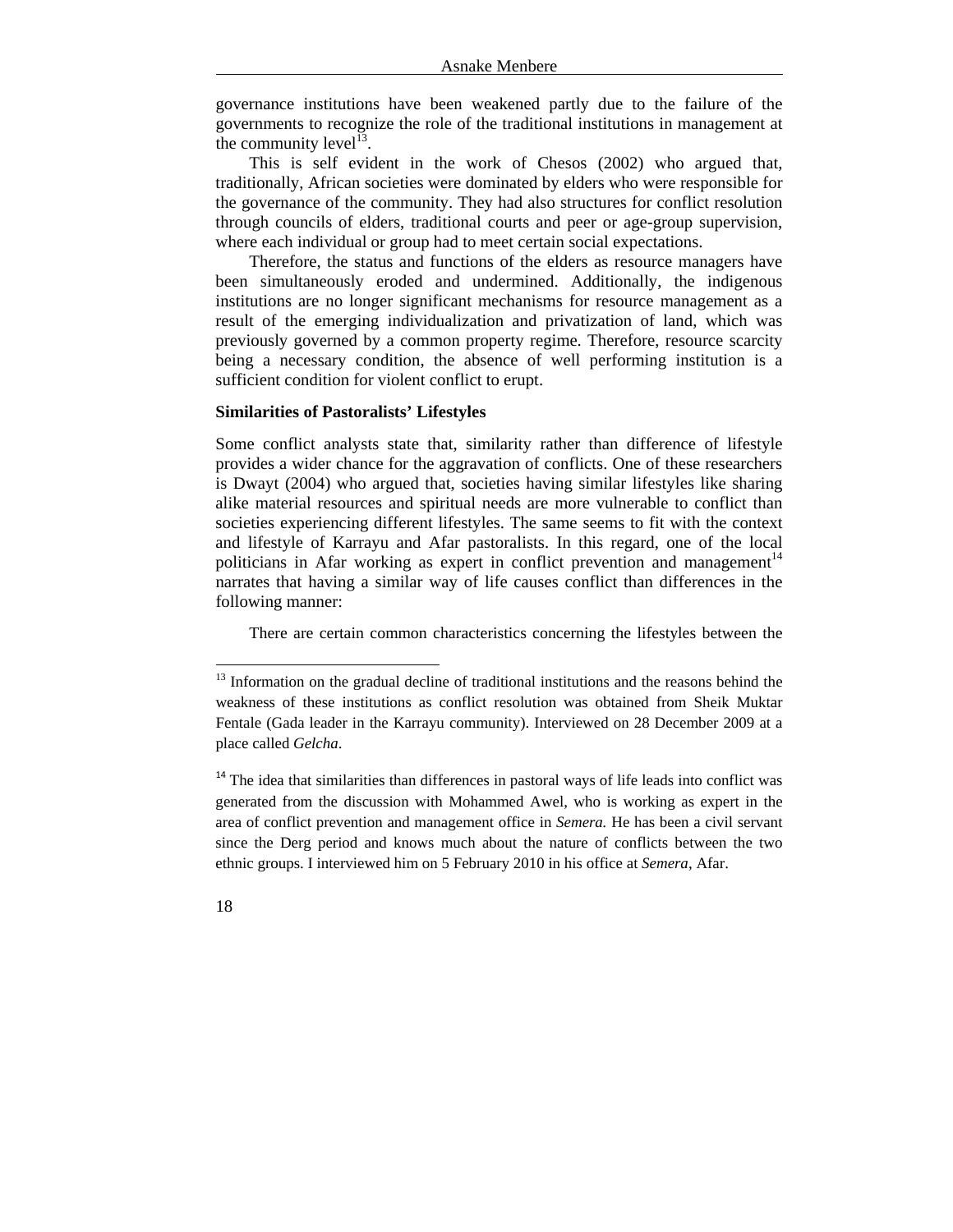governance institutions have been weakened partly due to the failure of the governments to recognize the role of the traditional institutions in management at the community level[13].

This is self evident in the work of Chesos (2002) who argued that, traditionally, African societies were dominated by elders who were responsible for the governance of the community. They had also structures for conflict resolution through councils of elders, traditional courts and peer or age-group supervision, where each individual or group had to meet certain social expectations.

Therefore, the status and functions of the elders as resource managers have been simultaneously eroded and undermined. Additionally, the indigenous institutions are no longer significant mechanisms for resource management as a result of the emerging individualization and privatization of land, which was previously governed by a common property regime. Therefore, resource scarcity being a necessary condition, the absence of well performing institution is a sufficient condition for violent conflict to erupt.

**Similarities of Pastoralists' Lifestyles**

Some conflict analysts state that, similarity rather than difference of lifestyle provides a wider chance for the aggravation of conflicts. One of these researchers is Dwayt (2004) who argued that, societies having similar lifestyles like sharing alike material resources and spiritual needs are more vulnerable to conflict than societies experiencing different lifestyles. The same seems to fit with the context and lifestyle of Karrayu and Afar pastoralists. In this regard, one of the local politicians in Afar working as expert in conflict prevention and management[14] narrates that having a similar way of life causes conflict than differences in the following manner:

There are certain common characteristics concerning the lifestyles between the

---

[13] Information on the gradual decline of traditional institutions and the reasons behind the weakness of these institutions as conflict resolution was obtained from Sheik Muktar Fentale (Gada leader in the Karrayu community). Interviewed on 28 December 2009 at a place called *Gelcha*.

[14] The idea that similarities than differences in pastoral ways of life leads into conflict was generated from the discussion with Mohammed Awel, who is working as expert in the area of conflict prevention and management office in *Semera.* He has been a civil servant since the Derg period and knows much about the nature of conflicts between the two ethnic groups. I interviewed him on 5 February 2010 in his office at *Semera*, Afar.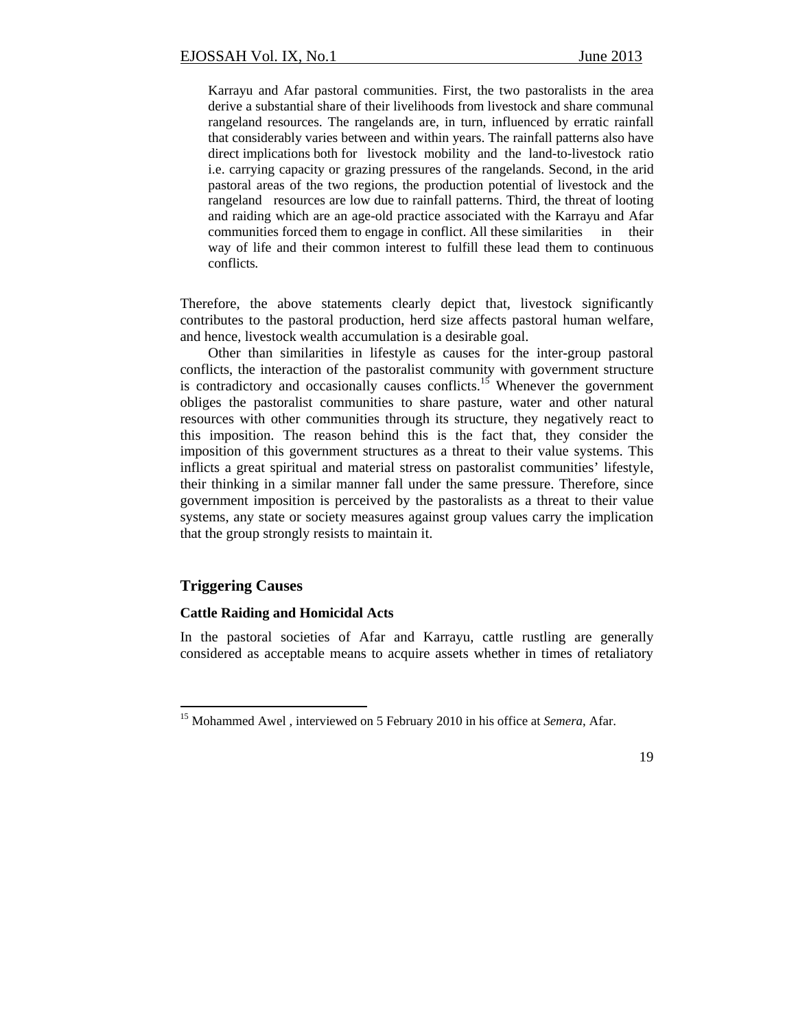> Karrayu and Afar pastoral communities. First, the two pastoralists in the area derive a substantial share of their livelihoods from livestock and share communal rangeland resources. The rangelands are, in turn, influenced by erratic rainfall that considerably varies between and within years. The rainfall patterns also have direct implications both for livestock mobility and the land-to-livestock ratio i.e. carrying capacity or grazing pressures of the rangelands. Second, in the arid pastoral areas of the two regions, the production potential of livestock and the rangeland resources are low due to rainfall patterns. Third, the threat of looting and raiding which are an age-old practice associated with the Karrayu and Afar communities forced them to engage in conflict. All these similarities in their way of life and their common interest to fulfill these lead them to continuous conflicts.

Therefore, the above statements clearly depict that, livestock significantly contributes to the pastoral production, herd size affects pastoral human welfare, and hence, livestock wealth accumulation is a desirable goal.

Other than similarities in lifestyle as causes for the inter-group pastoral conflicts, the interaction of the pastoralist community with government structure is contradictory and occasionally causes conflicts.[15] Whenever the government obliges the pastoralist communities to share pasture, water and other natural resources with other communities through its structure, they negatively react to this imposition. The reason behind this is the fact that, they consider the imposition of this government structures as a threat to their value systems. This inflicts a great spiritual and material stress on pastoralist communities' lifestyle, their thinking in a similar manner fall under the same pressure. Therefore, since government imposition is perceived by the pastoralists as a threat to their value systems, any state or society measures against group values carry the implication that the group strongly resists to maintain it.

## Triggering Causes

### Cattle Raiding and Homicidal Acts

In the pastoral societies of Afar and Karrayu, cattle rustling are generally considered as acceptable means to acquire assets whether in times of retaliatory

---

[15] Mohammed Awel , interviewed on 5 February 2010 in his office at *Semera*, Afar.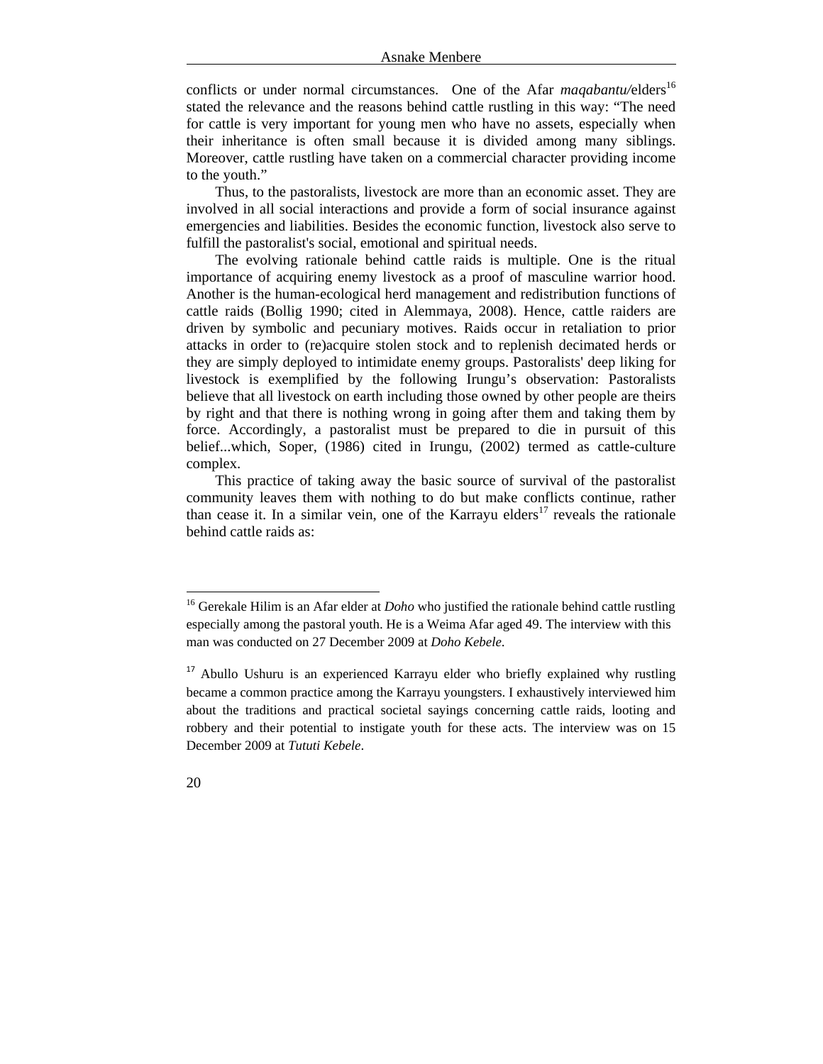conflicts or under normal circumstances. One of the Afar *maqabantu/*elders[16] stated the relevance and the reasons behind cattle rustling in this way: "The need for cattle is very important for young men who have no assets, especially when their inheritance is often small because it is divided among many siblings. Moreover, cattle rustling have taken on a commercial character providing income to the youth."

Thus, to the pastoralists, livestock are more than an economic asset. They are involved in all social interactions and provide a form of social insurance against emergencies and liabilities. Besides the economic function, livestock also serve to fulfill the pastoralist's social, emotional and spiritual needs.

The evolving rationale behind cattle raids is multiple. One is the ritual importance of acquiring enemy livestock as a proof of masculine warrior hood. Another is the human-ecological herd management and redistribution functions of cattle raids (Bollig 1990; cited in Alemmaya, 2008). Hence, cattle raiders are driven by symbolic and pecuniary motives. Raids occur in retaliation to prior attacks in order to (re)acquire stolen stock and to replenish decimated herds or they are simply deployed to intimidate enemy groups. Pastoralists' deep liking for livestock is exemplified by the following Irungu's observation: Pastoralists believe that all livestock on earth including those owned by other people are theirs by right and that there is nothing wrong in going after them and taking them by force. Accordingly, a pastoralist must be prepared to die in pursuit of this belief...which, Soper, (1986) cited in Irungu, (2002) termed as cattle-culture complex.

This practice of taking away the basic source of survival of the pastoralist community leaves them with nothing to do but make conflicts continue, rather than cease it. In a similar vein, one of the Karrayu elders[17] reveals the rationale behind cattle raids as:

---

[16] Gerekale Hilim is an Afar elder at *Doho* who justified the rationale behind cattle rustling especially among the pastoral youth. He is a Weima Afar aged 49. The interview with this man was conducted on 27 December 2009 at *Doho Kebele*.

[17] Abullo Ushuru is an experienced Karrayu elder who briefly explained why rustling became a common practice among the Karrayu youngsters. I exhaustively interviewed him about the traditions and practical societal sayings concerning cattle raids, looting and robbery and their potential to instigate youth for these acts. The interview was on 15 December 2009 at *Tututi Kebele*.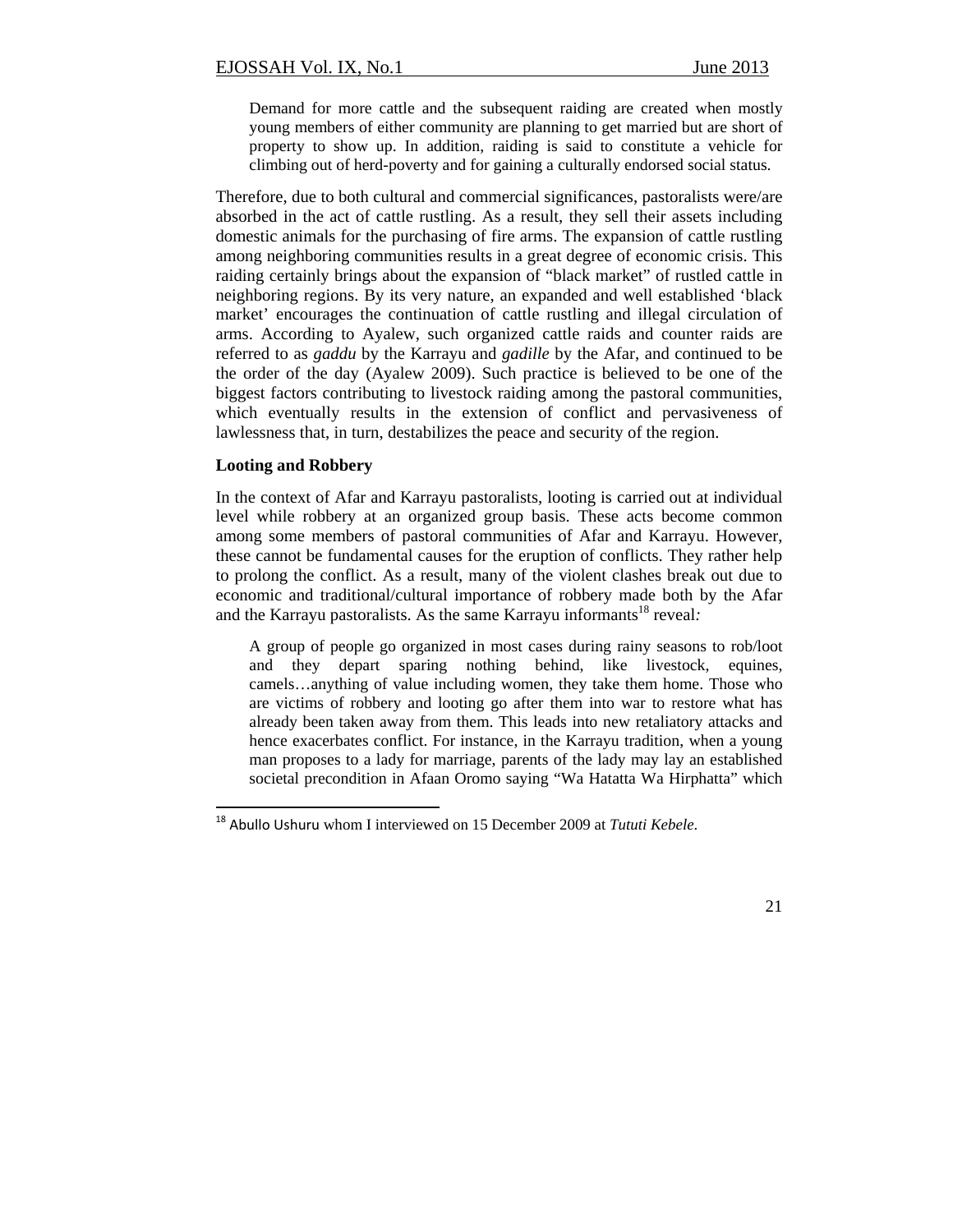> Demand for more cattle and the subsequent raiding are created when mostly young members of either community are planning to get married but are short of property to show up. In addition, raiding is said to constitute a vehicle for climbing out of herd-poverty and for gaining a culturally endorsed social status.

Therefore, due to both cultural and commercial significances, pastoralists were/are absorbed in the act of cattle rustling. As a result, they sell their assets including domestic animals for the purchasing of fire arms. The expansion of cattle rustling among neighboring communities results in a great degree of economic crisis. This raiding certainly brings about the expansion of "black market" of rustled cattle in neighboring regions. By its very nature, an expanded and well established 'black market' encourages the continuation of cattle rustling and illegal circulation of arms. According to Ayalew, such organized cattle raids and counter raids are referred to as *gaddu* by the Karrayu and *gadille* by the Afar, and continued to be the order of the day (Ayalew 2009). Such practice is believed to be one of the biggest factors contributing to livestock raiding among the pastoral communities, which eventually results in the extension of conflict and pervasiveness of lawlessness that, in turn, destabilizes the peace and security of the region.

**Looting and Robbery**

In the context of Afar and Karrayu pastoralists, looting is carried out at individual level while robbery at an organized group basis. These acts become common among some members of pastoral communities of Afar and Karrayu. However, these cannot be fundamental causes for the eruption of conflicts. They rather help to prolong the conflict. As a result, many of the violent clashes break out due to economic and traditional/cultural importance of robbery made both by the Afar and the Karrayu pastoralists. As the same Karrayu informants[18] reveal*:*

> A group of people go organized in most cases during rainy seasons to rob/loot and they depart sparing nothing behind, like livestock, equines, camels…anything of value including women, they take them home. Those who are victims of robbery and looting go after them into war to restore what has already been taken away from them. This leads into new retaliatory attacks and hence exacerbates conflict. For instance, in the Karrayu tradition, when a young man proposes to a lady for marriage, parents of the lady may lay an established societal precondition in Afaan Oromo saying "Wa Hatatta Wa Hirphatta" which

[18] Abullo Ushuru whom I interviewed on 15 December 2009 at *Tututi Kebele*.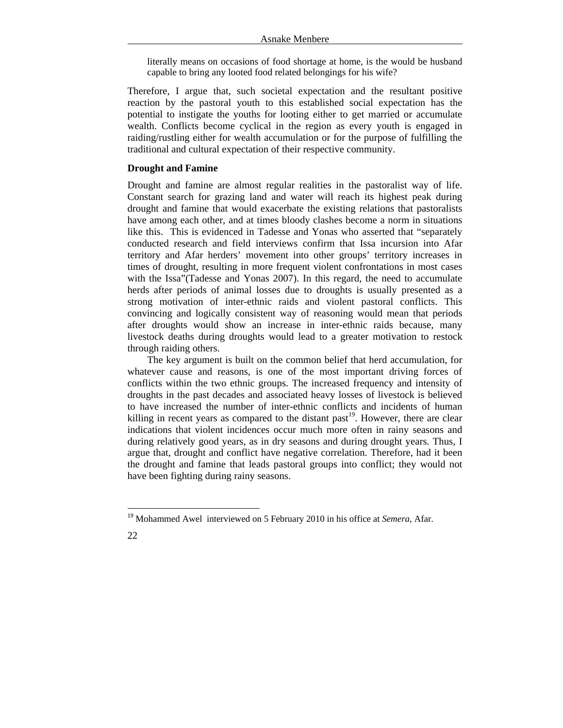> literally means on occasions of food shortage at home, is the would be husband capable to bring any looted food related belongings for his wife?

Therefore, I argue that, such societal expectation and the resultant positive reaction by the pastoral youth to this established social expectation has the potential to instigate the youths for looting either to get married or accumulate wealth. Conflicts become cyclical in the region as every youth is engaged in raiding/rustling either for wealth accumulation or for the purpose of fulfilling the traditional and cultural expectation of their respective community.

**Drought and Famine**

Drought and famine are almost regular realities in the pastoralist way of life. Constant search for grazing land and water will reach its highest peak during drought and famine that would exacerbate the existing relations that pastoralists have among each other, and at times bloody clashes become a norm in situations like this. This is evidenced in Tadesse and Yonas who asserted that "separately conducted research and field interviews confirm that Issa incursion into Afar territory and Afar herders' movement into other groups' territory increases in times of drought, resulting in more frequent violent confrontations in most cases with the Issa"(Tadesse and Yonas 2007). In this regard, the need to accumulate herds after periods of animal losses due to droughts is usually presented as a strong motivation of inter-ethnic raids and violent pastoral conflicts. This convincing and logically consistent way of reasoning would mean that periods after droughts would show an increase in inter-ethnic raids because, many livestock deaths during droughts would lead to a greater motivation to restock through raiding others.

The key argument is built on the common belief that herd accumulation, for whatever cause and reasons, is one of the most important driving forces of conflicts within the two ethnic groups. The increased frequency and intensity of droughts in the past decades and associated heavy losses of livestock is believed to have increased the number of inter-ethnic conflicts and incidents of human killing in recent years as compared to the distant past[19]. However, there are clear indications that violent incidences occur much more often in rainy seasons and during relatively good years, as in dry seasons and during drought years. Thus, I argue that, drought and conflict have negative correlation. Therefore, had it been the drought and famine that leads pastoral groups into conflict; they would not have been fighting during rainy seasons.

---

[19] Mohammed Awel interviewed on 5 February 2010 in his office at *Semera*, Afar.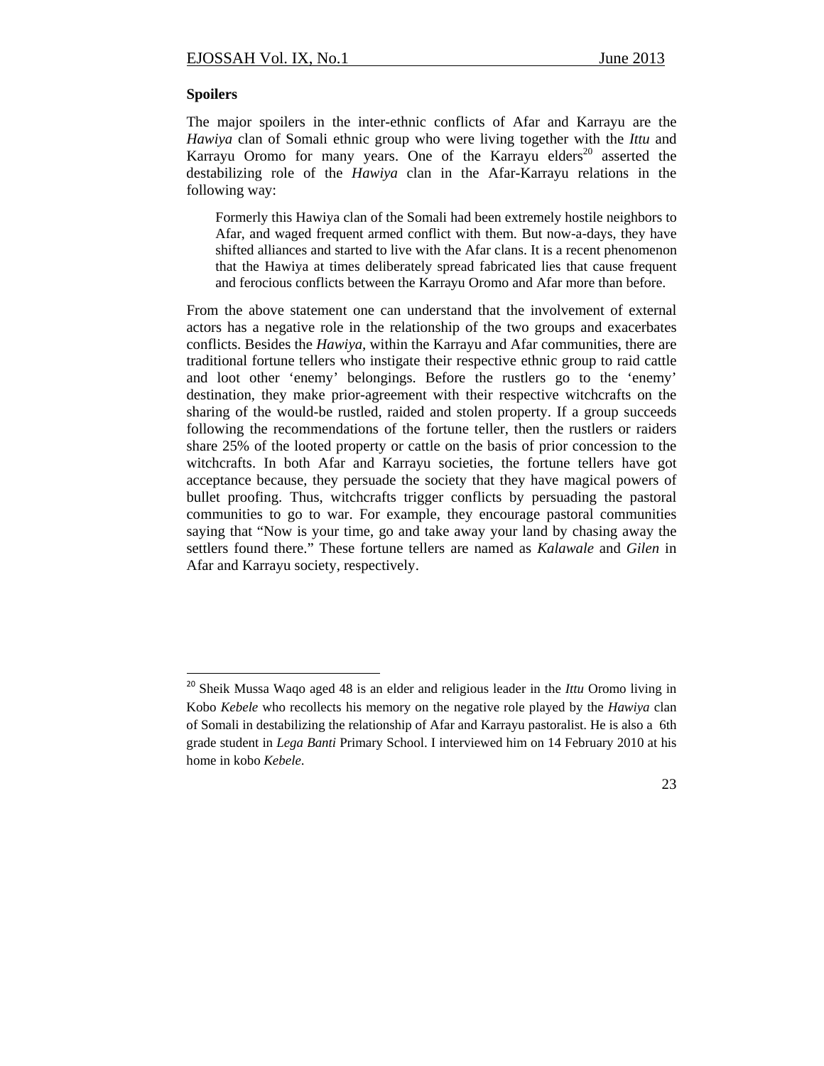### Spoilers

The major spoilers in the inter-ethnic conflicts of Afar and Karrayu are the *Hawiya* clan of Somali ethnic group who were living together with the *Ittu* and Karrayu Oromo for many years. One of the Karrayu elders[20] asserted the destabilizing role of the *Hawiya* clan in the Afar-Karrayu relations in the following way:

> Formerly this Hawiya clan of the Somali had been extremely hostile neighbors to Afar, and waged frequent armed conflict with them. But now-a-days, they have shifted alliances and started to live with the Afar clans. It is a recent phenomenon that the Hawiya at times deliberately spread fabricated lies that cause frequent and ferocious conflicts between the Karrayu Oromo and Afar more than before.

From the above statement one can understand that the involvement of external actors has a negative role in the relationship of the two groups and exacerbates conflicts. Besides the *Hawiya*, within the Karrayu and Afar communities, there are traditional fortune tellers who instigate their respective ethnic group to raid cattle and loot other 'enemy' belongings. Before the rustlers go to the 'enemy' destination, they make prior-agreement with their respective witchcrafts on the sharing of the would-be rustled, raided and stolen property. If a group succeeds following the recommendations of the fortune teller, then the rustlers or raiders share 25% of the looted property or cattle on the basis of prior concession to the witchcrafts. In both Afar and Karrayu societies, the fortune tellers have got acceptance because, they persuade the society that they have magical powers of bullet proofing. Thus, witchcrafts trigger conflicts by persuading the pastoral communities to go to war. For example, they encourage pastoral communities saying that "Now is your time, go and take away your land by chasing away the settlers found there." These fortune tellers are named as *Kalawale* and *Gilen* in Afar and Karrayu society, respectively.

---

[20] Sheik Mussa Waqo aged 48 is an elder and religious leader in the *Ittu* Oromo living in Kobo *Kebele* who recollects his memory on the negative role played by the *Hawiya* clan of Somali in destabilizing the relationship of Afar and Karrayu pastoralist. He is also a 6th grade student in *Lega Banti* Primary School. I interviewed him on 14 February 2010 at his home in kobo *Kebele*.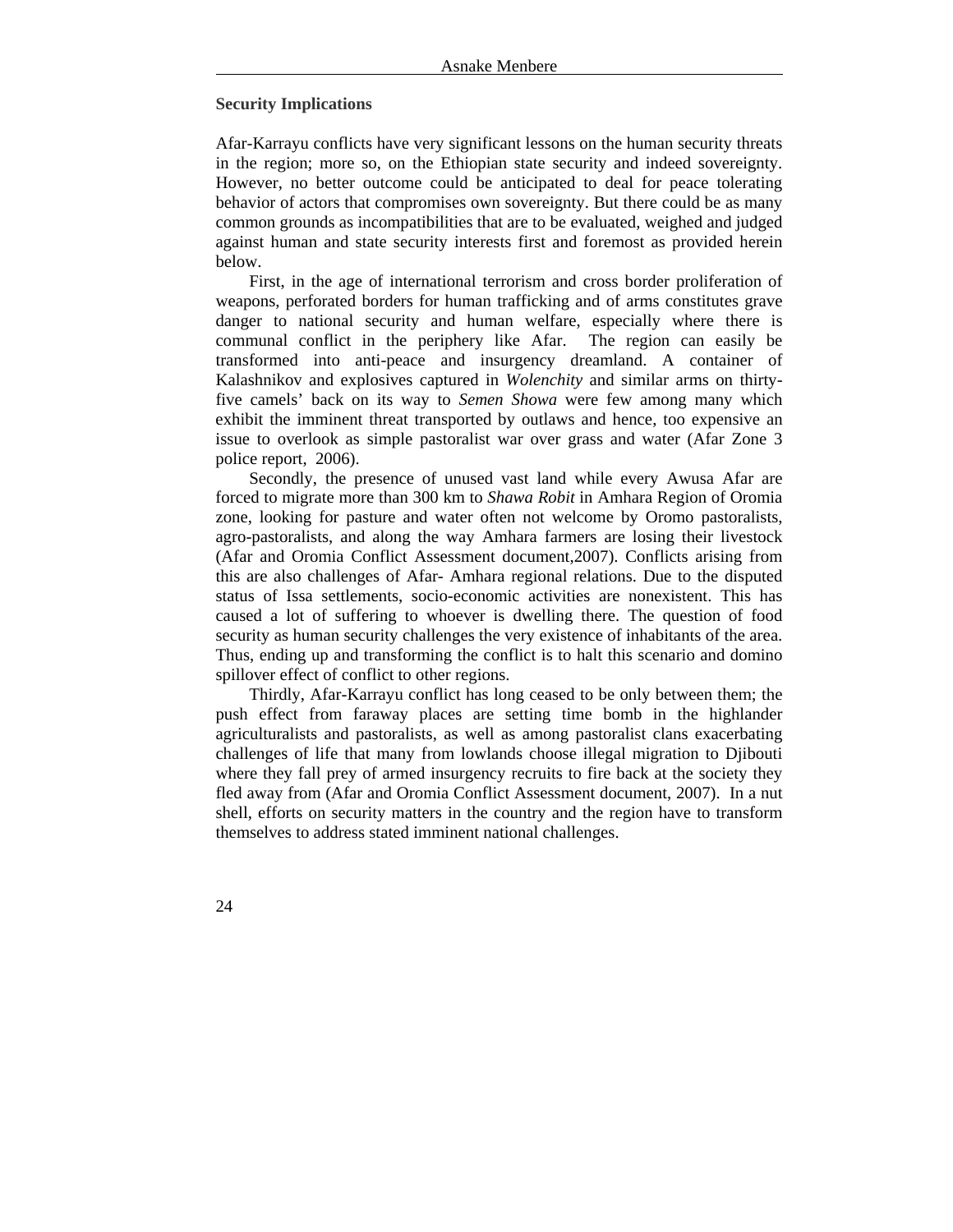**Security Implications**

Afar-Karrayu conflicts have very significant lessons on the human security threats in the region; more so, on the Ethiopian state security and indeed sovereignty. However, no better outcome could be anticipated to deal for peace tolerating behavior of actors that compromises own sovereignty. But there could be as many common grounds as incompatibilities that are to be evaluated, weighed and judged against human and state security interests first and foremost as provided herein below.

First, in the age of international terrorism and cross border proliferation of weapons, perforated borders for human trafficking and of arms constitutes grave danger to national security and human welfare, especially where there is communal conflict in the periphery like Afar. The region can easily be transformed into anti-peace and insurgency dreamland. A container of Kalashnikov and explosives captured in *Wolenchity* and similar arms on thirty-five camels' back on its way to *Semen Showa* were few among many which exhibit the imminent threat transported by outlaws and hence, too expensive an issue to overlook as simple pastoralist war over grass and water (Afar Zone 3 police report, 2006).

Secondly, the presence of unused vast land while every Awusa Afar are forced to migrate more than 300 km to *Shawa Robit* in Amhara Region of Oromia zone, looking for pasture and water often not welcome by Oromo pastoralists, agro-pastoralists, and along the way Amhara farmers are losing their livestock (Afar and Oromia Conflict Assessment document,2007). Conflicts arising from this are also challenges of Afar- Amhara regional relations. Due to the disputed status of Issa settlements, socio-economic activities are nonexistent. This has caused a lot of suffering to whoever is dwelling there. The question of food security as human security challenges the very existence of inhabitants of the area. Thus, ending up and transforming the conflict is to halt this scenario and domino spillover effect of conflict to other regions.

Thirdly, Afar-Karrayu conflict has long ceased to be only between them; the push effect from faraway places are setting time bomb in the highlander agriculturalists and pastoralists, as well as among pastoralist clans exacerbating challenges of life that many from lowlands choose illegal migration to Djibouti where they fall prey of armed insurgency recruits to fire back at the society they fled away from (Afar and Oromia Conflict Assessment document, 2007). In a nut shell, efforts on security matters in the country and the region have to transform themselves to address stated imminent national challenges.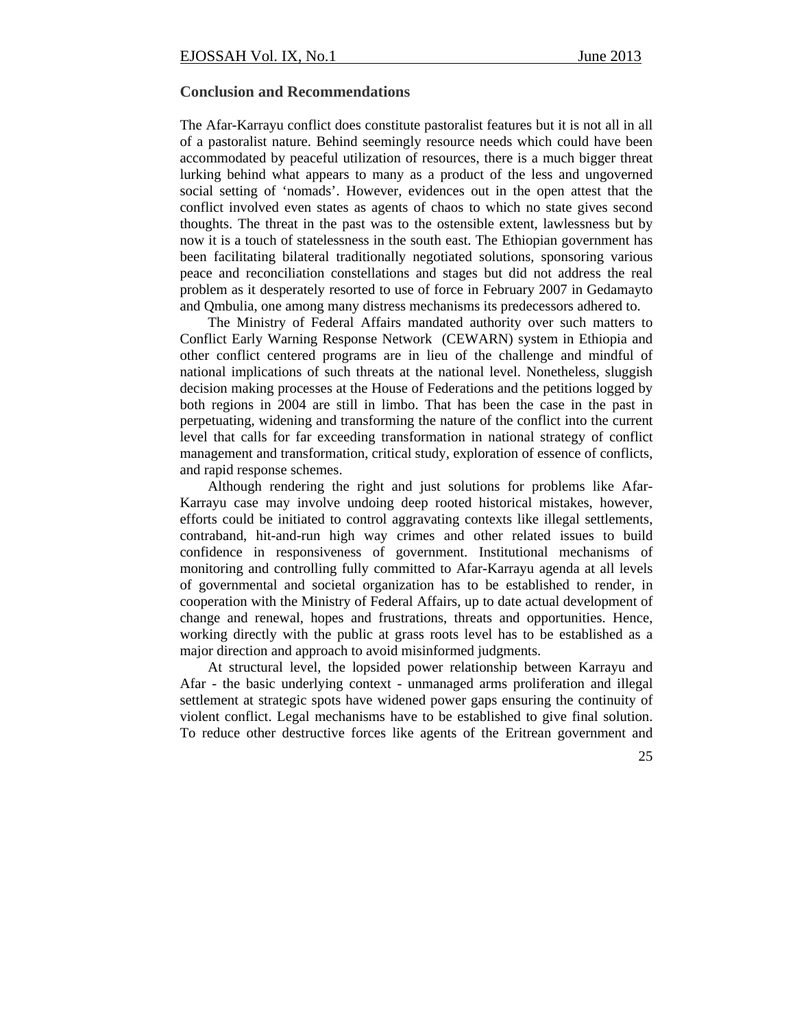## Conclusion and Recommendations

The Afar-Karrayu conflict does constitute pastoralist features but it is not all in all of a pastoralist nature. Behind seemingly resource needs which could have been accommodated by peaceful utilization of resources, there is a much bigger threat lurking behind what appears to many as a product of the less and ungoverned social setting of 'nomads'. However, evidences out in the open attest that the conflict involved even states as agents of chaos to which no state gives second thoughts. The threat in the past was to the ostensible extent, lawlessness but by now it is a touch of statelessness in the south east. The Ethiopian government has been facilitating bilateral traditionally negotiated solutions, sponsoring various peace and reconciliation constellations and stages but did not address the real problem as it desperately resorted to use of force in February 2007 in Gedamayto and Qmbulia, one among many distress mechanisms its predecessors adhered to.

The Ministry of Federal Affairs mandated authority over such matters to Conflict Early Warning Response Network (CEWARN) system in Ethiopia and other conflict centered programs are in lieu of the challenge and mindful of national implications of such threats at the national level. Nonetheless, sluggish decision making processes at the House of Federations and the petitions logged by both regions in 2004 are still in limbo. That has been the case in the past in perpetuating, widening and transforming the nature of the conflict into the current level that calls for far exceeding transformation in national strategy of conflict management and transformation, critical study, exploration of essence of conflicts, and rapid response schemes.

Although rendering the right and just solutions for problems like Afar-Karrayu case may involve undoing deep rooted historical mistakes, however, efforts could be initiated to control aggravating contexts like illegal settlements, contraband, hit-and-run high way crimes and other related issues to build confidence in responsiveness of government. Institutional mechanisms of monitoring and controlling fully committed to Afar-Karrayu agenda at all levels of governmental and societal organization has to be established to render, in cooperation with the Ministry of Federal Affairs, up to date actual development of change and renewal, hopes and frustrations, threats and opportunities. Hence, working directly with the public at grass roots level has to be established as a major direction and approach to avoid misinformed judgments.

At structural level, the lopsided power relationship between Karrayu and Afar - the basic underlying context - unmanaged arms proliferation and illegal settlement at strategic spots have widened power gaps ensuring the continuity of violent conflict. Legal mechanisms have to be established to give final solution. To reduce other destructive forces like agents of the Eritrean government and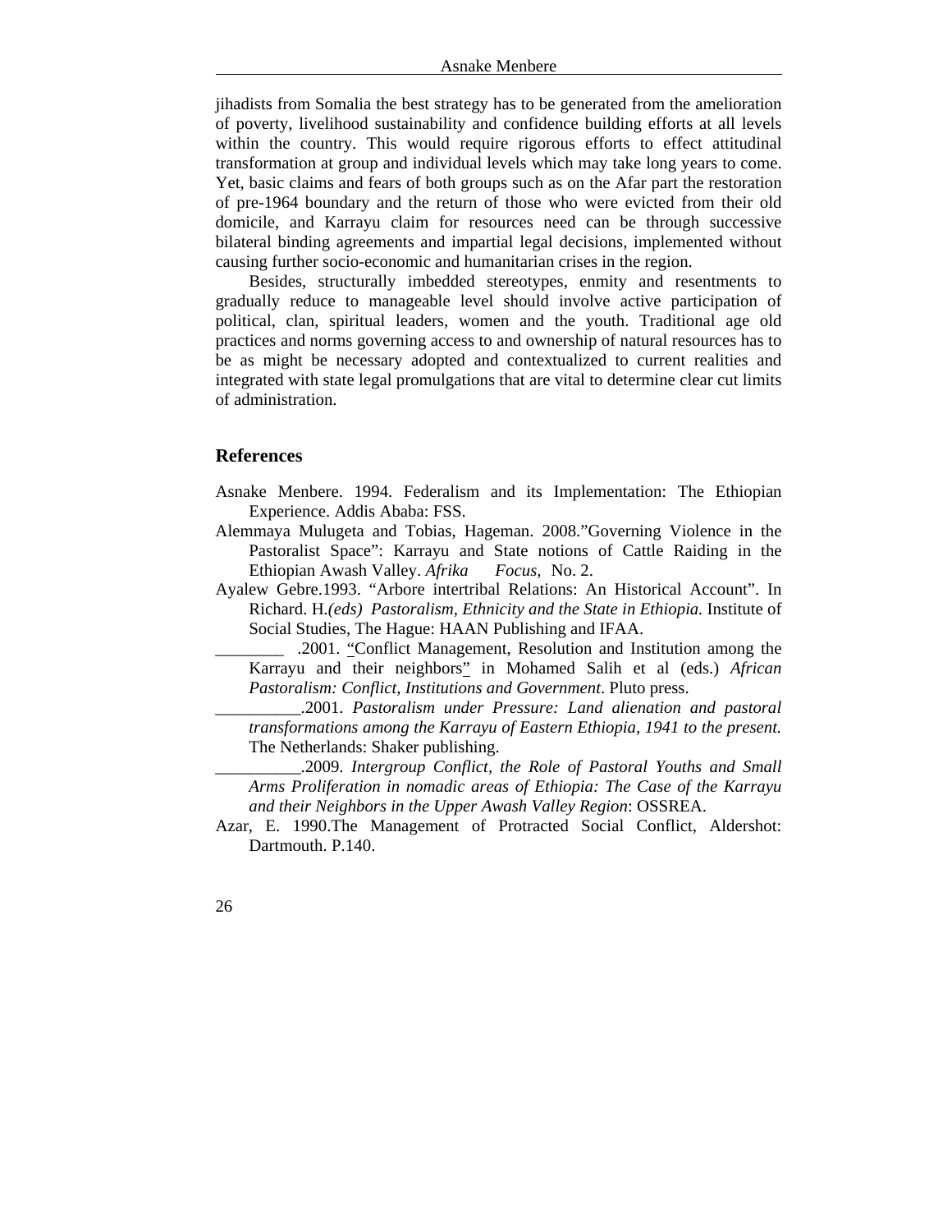jihadists from Somalia the best strategy has to be generated from the amelioration of poverty, livelihood sustainability and confidence building efforts at all levels within the country. This would require rigorous efforts to effect attitudinal transformation at group and individual levels which may take long years to come. Yet, basic claims and fears of both groups such as on the Afar part the restoration of pre-1964 boundary and the return of those who were evicted from their old domicile, and Karrayu claim for resources need can be through successive bilateral binding agreements and impartial legal decisions, implemented without causing further socio-economic and humanitarian crises in the region.

Besides, structurally imbedded stereotypes, enmity and resentments to gradually reduce to manageable level should involve active participation of political, clan, spiritual leaders, women and the youth. Traditional age old practices and norms governing access to and ownership of natural resources has to be as might be necessary adopted and contextualized to current realities and integrated with state legal promulgations that are vital to determine clear cut limits of administration.

## References

Asnake Menbere. 1994. Federalism and its Implementation: The Ethiopian Experience. Addis Ababa: FSS.

Alemmaya Mulugeta and Tobias, Hageman. 2008."Governing Violence in the Pastoralist Space": Karrayu and State notions of Cattle Raiding in the Ethiopian Awash Valley. *Afrika Focus*, No. 2.

Ayalew Gebre.1993. "Arbore intertribal Relations: An Historical Account". In Richard. H.*(eds) Pastoralism, Ethnicity and the State in Ethiopia.* Institute of Social Studies, The Hague: HAAN Publishing and IFAA.

________ .2001. "Conflict Management, Resolution and Institution among the Karrayu and their neighbors" in Mohamed Salih et al (eds.) *African Pastoralism: Conflict, Institutions and Government*. Pluto press.

__________.2001. *Pastoralism under Pressure: Land alienation and pastoral transformations among the Karrayu of Eastern Ethiopia, 1941 to the present.* The Netherlands: Shaker publishing.

__________.2009. *Intergroup Conflict, the Role of Pastoral Youths and Small Arms Proliferation in nomadic areas of Ethiopia: The Case of the Karrayu and their Neighbors in the Upper Awash Valley Region*: OSSREA.

Azar, E. 1990.The Management of Protracted Social Conflict, Aldershot: Dartmouth. P.140.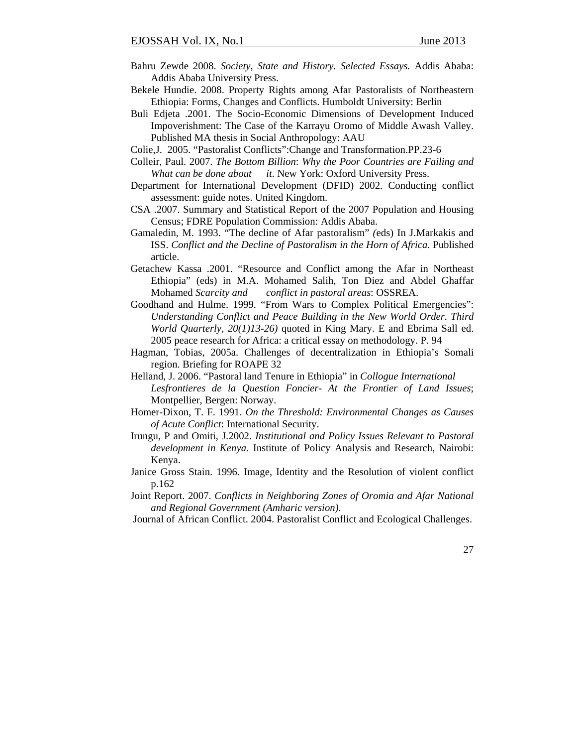Bahru Zewde 2008. *Society, State and History. Selected Essays.* Addis Ababa: Addis Ababa University Press.

Bekele Hundie. 2008. Property Rights among Afar Pastoralists of Northeastern Ethiopia: Forms, Changes and Conflicts. Humboldt University: Berlin

Buli Edjeta .2001. The Socio-Economic Dimensions of Development Induced Impoverishment: The Case of the Karrayu Oromo of Middle Awash Valley. Published MA thesis in Social Anthropology: AAU

Colie,J. 2005. "Pastoralist Conflicts":Change and Transformation.PP.23-6

Colleir, Paul. 2007. *The Bottom Billion*: *Why the Poor Countries are Failing and What can be done about it*. New York: Oxford University Press.

Department for International Development (DFID) 2002. Conducting conflict assessment: guide notes. United Kingdom.

CSA .2007. Summary and Statistical Report of the 2007 Population and Housing Census; FDRE Population Commission: Addis Ababa.

Gamaledin, M. 1993. "The decline of Afar pastoralism" (eds) In J.Markakis and ISS. *Conflict and the Decline of Pastoralism in the Horn of Africa.* Published article.

Getachew Kassa .2001. "Resource and Conflict among the Afar in Northeast Ethiopia" (eds) in M.A. Mohamed Salih, Ton Diez and Abdel Ghaffar Mohamed *Scarcity and conflict in pastoral areas*: OSSREA.

Goodhand and Hulme. 1999. "From Wars to Complex Political Emergencies": *Understanding Conflict and Peace Building in the New World Order. Third World Quarterly, 20(1)13-26)* quoted in King Mary. E and Ebrima Sall ed. 2005 peace research for Africa: a critical essay on methodology. P. 94

Hagman, Tobias, 2005a. Challenges of decentralization in Ethiopia's Somali region. Briefing for ROAPE 32

Helland, J. 2006. "Pastoral land Tenure in Ethiopia" in *Collogue International Lesfrontieres de la Question Foncier- At the Frontier of Land Issues*; Montpellier, Bergen: Norway.

Homer-Dixon, T. F. 1991. *On the Threshold: Environmental Changes as Causes of Acute Conflict*: International Security.

Irungu, P and Omiti, J.2002. *Institutional and Policy Issues Relevant to Pastoral development in Kenya.* Institute of Policy Analysis and Research, Nairobi: Kenya.

Janice Gross Stain. 1996. Image, Identity and the Resolution of violent conflict p.162

Joint Report. 2007. *Conflicts in Neighboring Zones of Oromia and Afar National and Regional Government (Amharic version).*

Journal of African Conflict. 2004. Pastoralist Conflict and Ecological Challenges.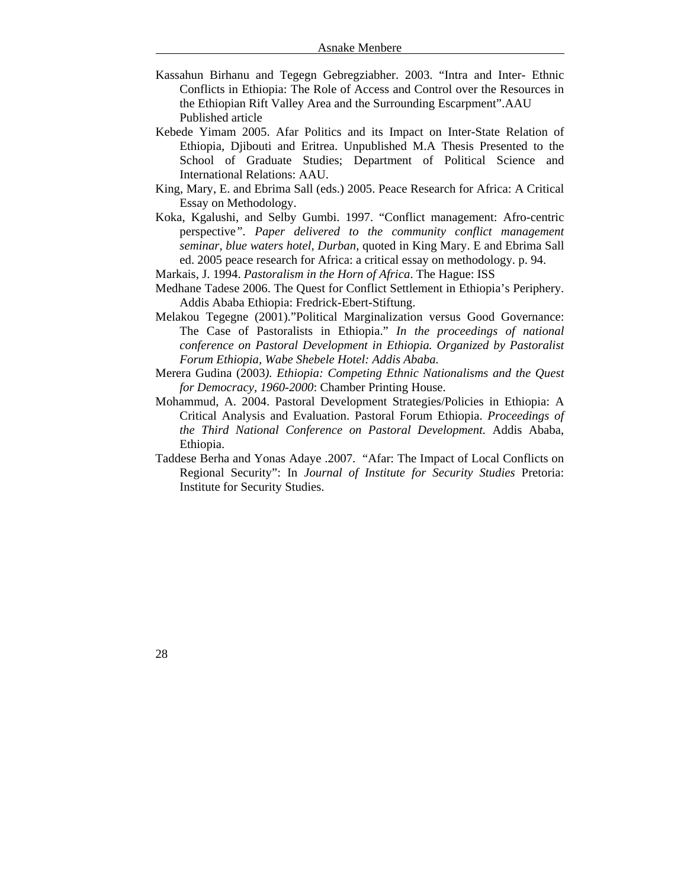Kassahun Birhanu and Tegegn Gebregziabher. 2003. "Intra and Inter- Ethnic Conflicts in Ethiopia: The Role of Access and Control over the Resources in the Ethiopian Rift Valley Area and the Surrounding Escarpment".AAU Published article

Kebede Yimam 2005. Afar Politics and its Impact on Inter-State Relation of Ethiopia, Djibouti and Eritrea. Unpublished M.A Thesis Presented to the School of Graduate Studies; Department of Political Science and International Relations: AAU.

King, Mary, E. and Ebrima Sall (eds.) 2005. Peace Research for Africa: A Critical Essay on Methodology.

Koka, Kgalushi, and Selby Gumbi. 1997. "Conflict management: Afro-centric perspective". *Paper delivered to the community conflict management seminar, blue waters hotel, Durban,* quoted in King Mary. E and Ebrima Sall ed. 2005 peace research for Africa: a critical essay on methodology. p. 94.

Markais, J. 1994. *Pastoralism in the Horn of Africa*. The Hague: ISS

Medhane Tadese 2006. The Quest for Conflict Settlement in Ethiopia's Periphery. Addis Ababa Ethiopia: Fredrick-Ebert-Stiftung.

Melakou Tegegne (2001)."Political Marginalization versus Good Governance: The Case of Pastoralists in Ethiopia." *In the proceedings of national conference on Pastoral Development in Ethiopia. Organized by Pastoralist Forum Ethiopia, Wabe Shebele Hotel: Addis Ababa.*

Merera Gudina (2003*). Ethiopia: Competing Ethnic Nationalisms and the Quest for Democracy, 1960-2000*: Chamber Printing House.

Mohammud, A. 2004. Pastoral Development Strategies/Policies in Ethiopia: A Critical Analysis and Evaluation. Pastoral Forum Ethiopia. *Proceedings of the Third National Conference on Pastoral Development.* Addis Ababa, Ethiopia.

Taddese Berha and Yonas Adaye .2007. "Afar: The Impact of Local Conflicts on Regional Security": In *Journal of Institute for Security Studies* Pretoria: Institute for Security Studies.